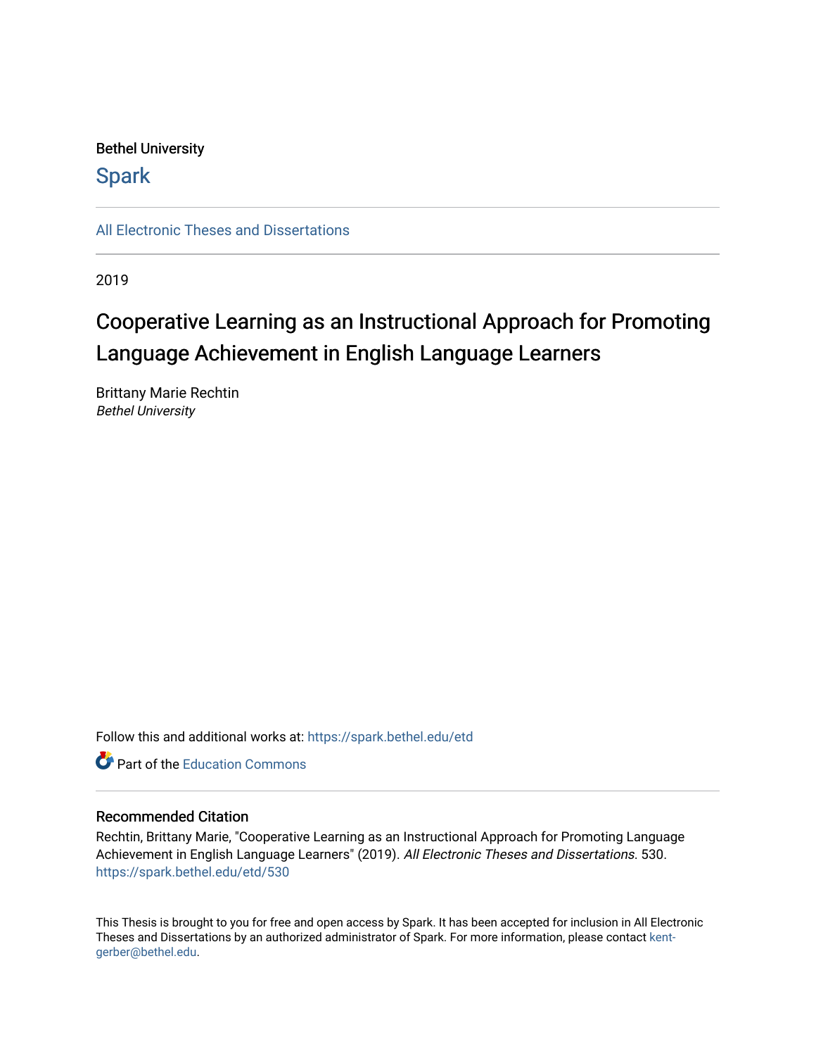Bethel University

# Spark

All Electronic Theses and Dissertations

2019

# Cooperative Learning as an Instructional Approach for Promoting Language Achievement in English Language Learners

Brittany Marie Rechtin
*Bethel University*

Follow this and additional works at: https://spark.bethel.edu/etd

Part of the Education Commons

## Recommended Citation

Rechtin, Brittany Marie, "Cooperative Learning as an Instructional Approach for Promoting Language Achievement in English Language Learners" (2019). *All Electronic Theses and Dissertations*. 530.
https://spark.bethel.edu/etd/530

This Thesis is brought to you for free and open access by Spark. It has been accepted for inclusion in All Electronic Theses and Dissertations by an authorized administrator of Spark. For more information, please contact kent-gerber@bethel.edu.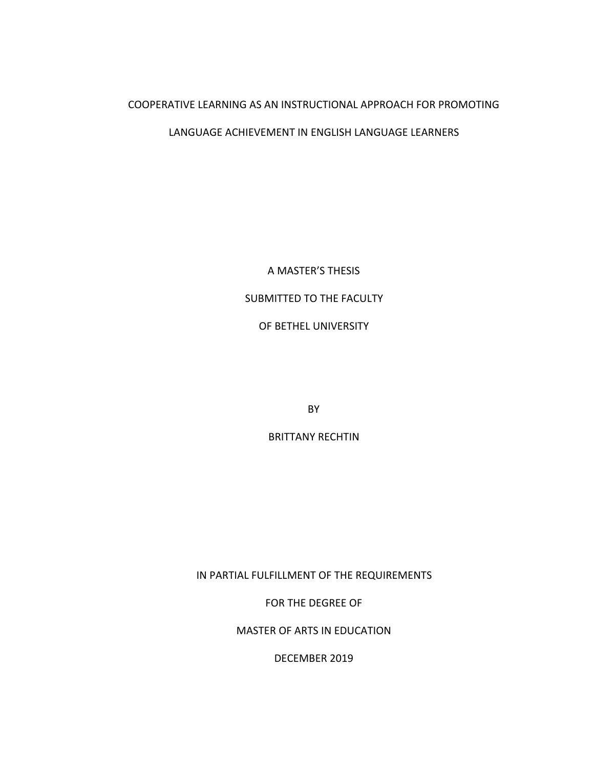COOPERATIVE LEARNING AS AN INSTRUCTIONAL APPROACH FOR PROMOTING

LANGUAGE ACHIEVEMENT IN ENGLISH LANGUAGE LEARNERS

A MASTER'S THESIS

SUBMITTED TO THE FACULTY

OF BETHEL UNIVERSITY

BY

BRITTANY RECHTIN

IN PARTIAL FULFILLMENT OF THE REQUIREMENTS

FOR THE DEGREE OF

MASTER OF ARTS IN EDUCATION

DECEMBER 2019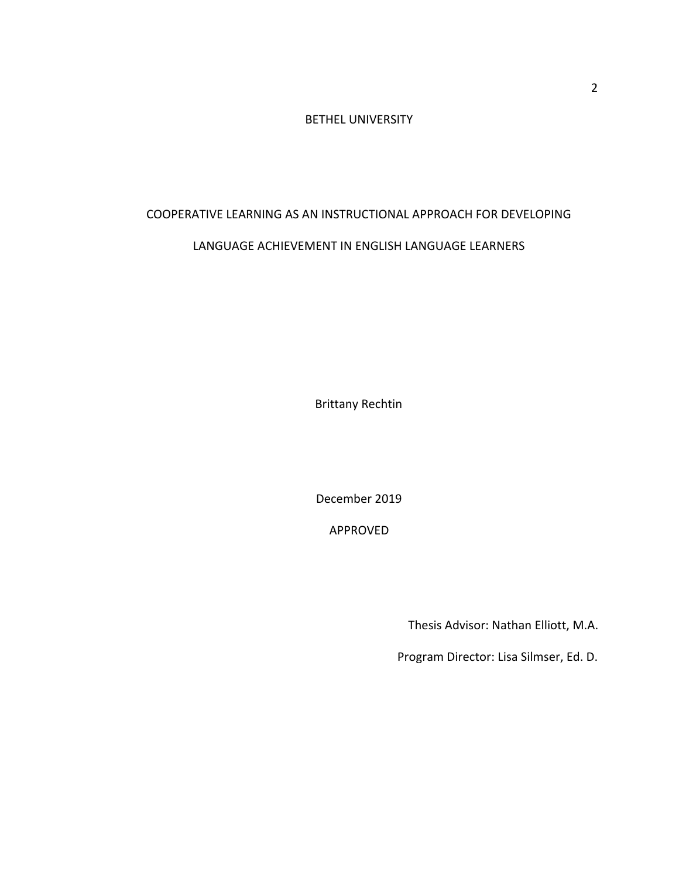BETHEL UNIVERSITY

COOPERATIVE LEARNING AS AN INSTRUCTIONAL APPROACH FOR DEVELOPING LANGUAGE ACHIEVEMENT IN ENGLISH LANGUAGE LEARNERS

Brittany Rechtin

December 2019

APPROVED

Thesis Advisor: Nathan Elliott, M.A.

Program Director: Lisa Silmser, Ed. D.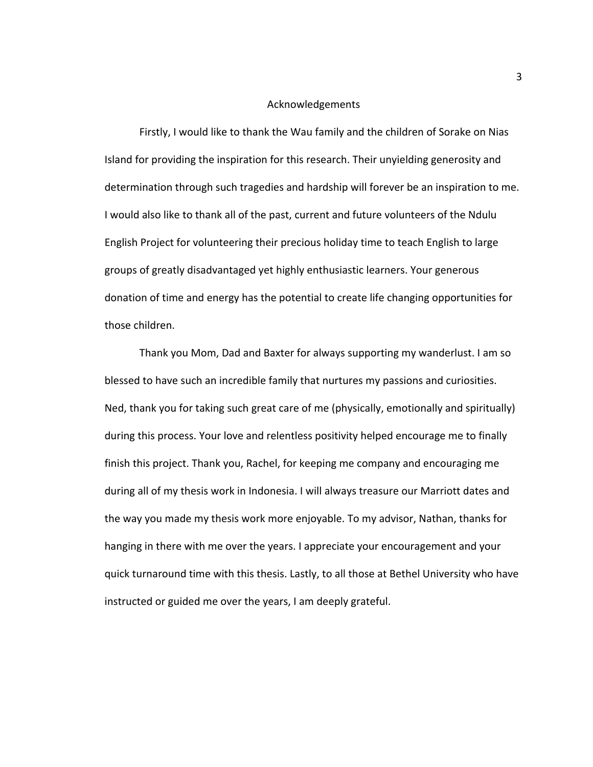# Acknowledgements

Firstly, I would like to thank the Wau family and the children of Sorake on Nias Island for providing the inspiration for this research. Their unyielding generosity and determination through such tragedies and hardship will forever be an inspiration to me. I would also like to thank all of the past, current and future volunteers of the Ndulu English Project for volunteering their precious holiday time to teach English to large groups of greatly disadvantaged yet highly enthusiastic learners. Your generous donation of time and energy has the potential to create life changing opportunities for those children.

Thank you Mom, Dad and Baxter for always supporting my wanderlust. I am so blessed to have such an incredible family that nurtures my passions and curiosities. Ned, thank you for taking such great care of me (physically, emotionally and spiritually) during this process. Your love and relentless positivity helped encourage me to finally finish this project. Thank you, Rachel, for keeping me company and encouraging me during all of my thesis work in Indonesia. I will always treasure our Marriott dates and the way you made my thesis work more enjoyable. To my advisor, Nathan, thanks for hanging in there with me over the years. I appreciate your encouragement and your quick turnaround time with this thesis. Lastly, to all those at Bethel University who have instructed or guided me over the years, I am deeply grateful.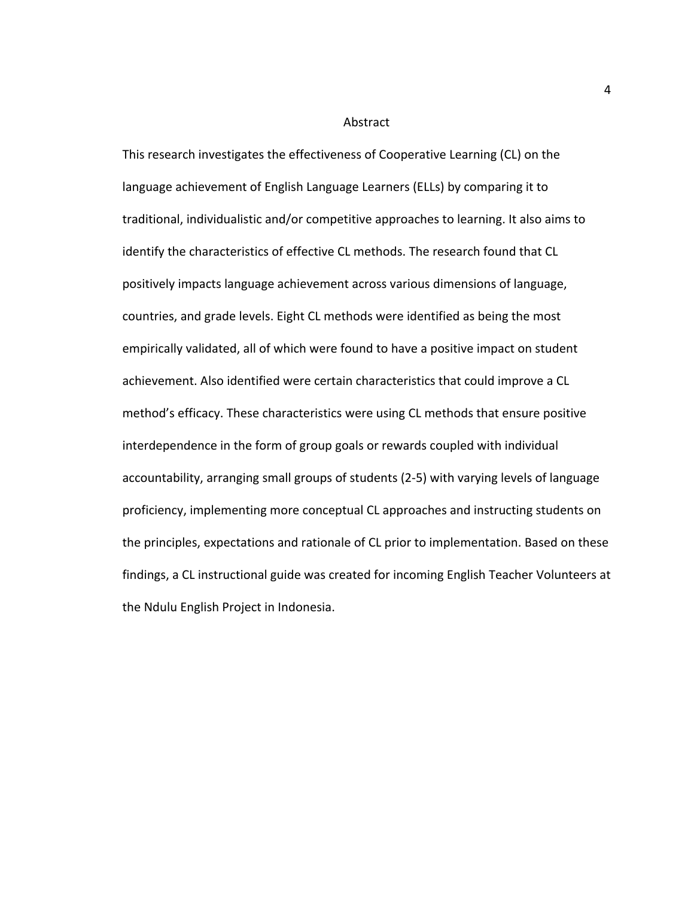# Abstract

This research investigates the effectiveness of Cooperative Learning (CL) on the language achievement of English Language Learners (ELLs) by comparing it to traditional, individualistic and/or competitive approaches to learning. It also aims to identify the characteristics of effective CL methods. The research found that CL positively impacts language achievement across various dimensions of language, countries, and grade levels. Eight CL methods were identified as being the most empirically validated, all of which were found to have a positive impact on student achievement. Also identified were certain characteristics that could improve a CL method's efficacy. These characteristics were using CL methods that ensure positive interdependence in the form of group goals or rewards coupled with individual accountability, arranging small groups of students (2-5) with varying levels of language proficiency, implementing more conceptual CL approaches and instructing students on the principles, expectations and rationale of CL prior to implementation. Based on these findings, a CL instructional guide was created for incoming English Teacher Volunteers at the Ndulu English Project in Indonesia.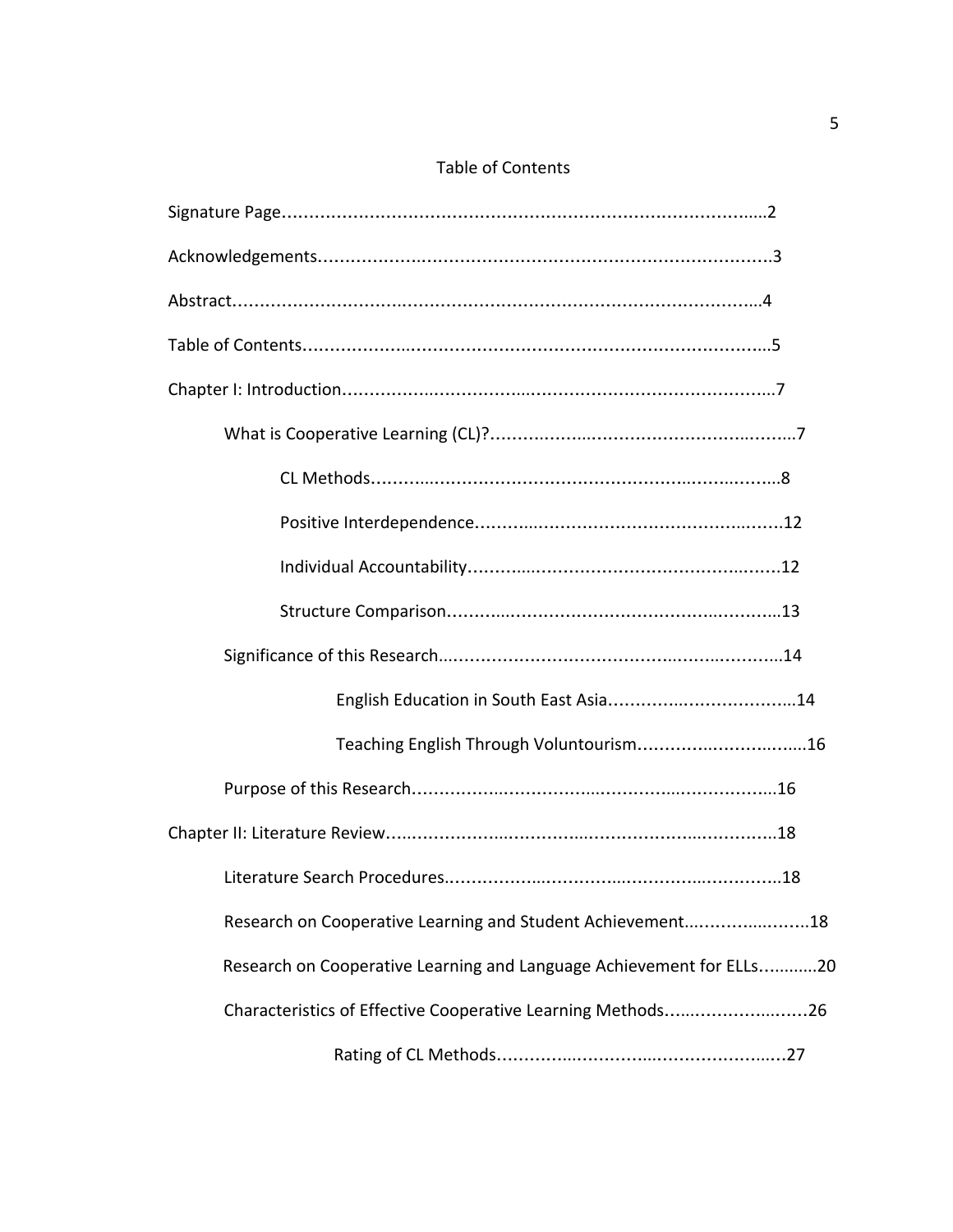## Table of Contents

Signature Page............................................................................................2

Acknowledgements.......................................................................................3

Abstract......................................................................................................4

Table of Contents..........................................................................................5

Chapter I: Introduction...................................................................................7

- What is Cooperative Learning (CL)?..........................................................7
  - CL Methods........................................................................................8
  - Positive Interdependence...................................................................12
  - Individual Accountability...................................................................12
  - Structure Comparison........................................................................13
- Significance of this Research...................................................................14
  - English Education in South East Asia...................................................14
  - Teaching English Through Voluntourism...............................................16
- Purpose of this Research.........................................................................16

Chapter II: Literature Review.........................................................................18

- Literature Search Procedures...................................................................18
- Research on Cooperative Learning and Student Achievement........................18
- Research on Cooperative Learning and Language Achievement for ELLs............20
- Characteristics of Effective Cooperative Learning Methods.............................26
  - Rating of CL Methods.........................................................................27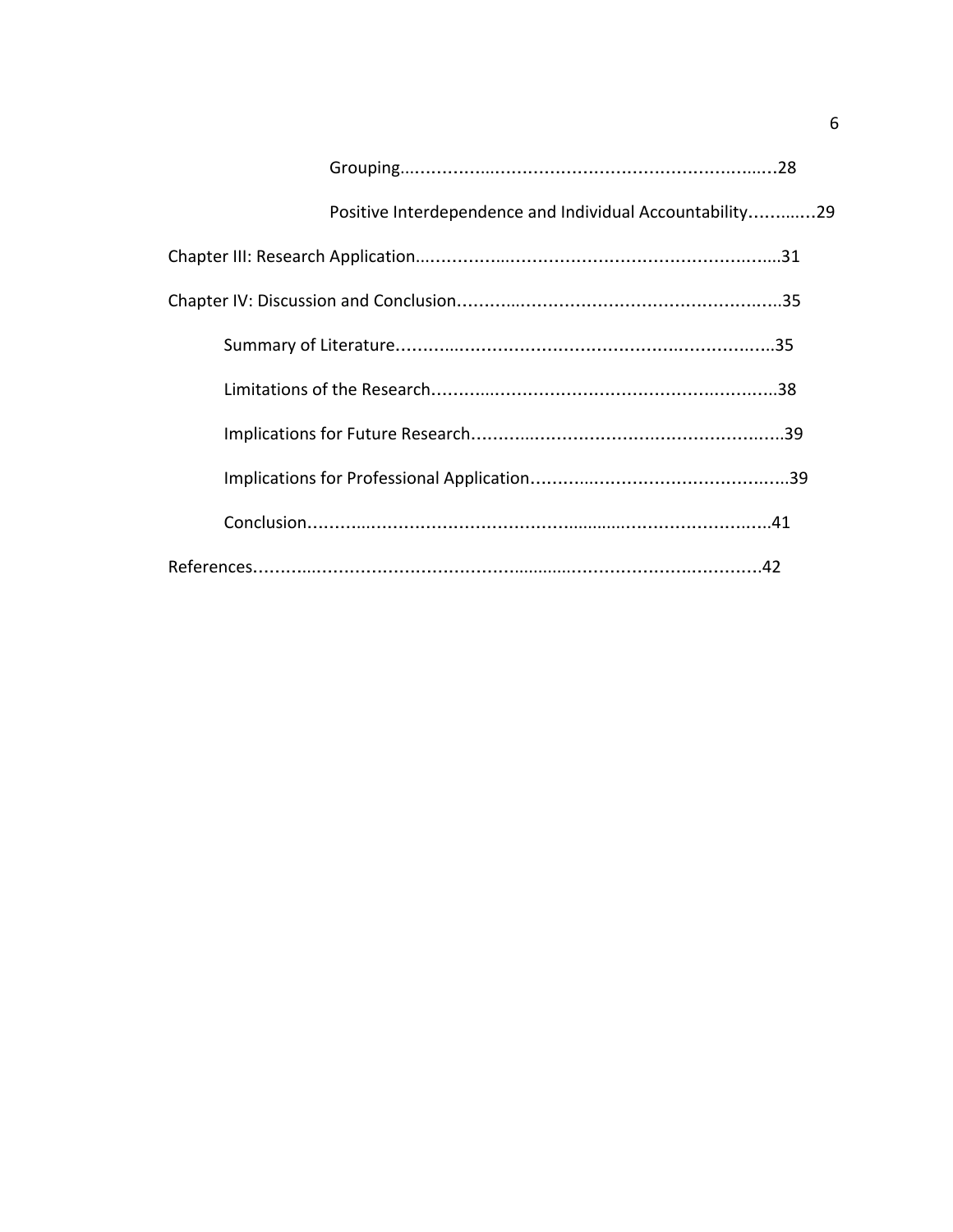Grouping......................................................................28

Positive Interdependence and Individual Accountability............29

Chapter III: Research Application.................................................................31

Chapter IV: Discussion and Conclusion.....................................................35

Summary of Literature..............................................................35

Limitations of the Research......................................................38

Implications for Future Research...............................................39

Implications for Professional Application.....................................39

Conclusion......................................................................41

References......................................................................................42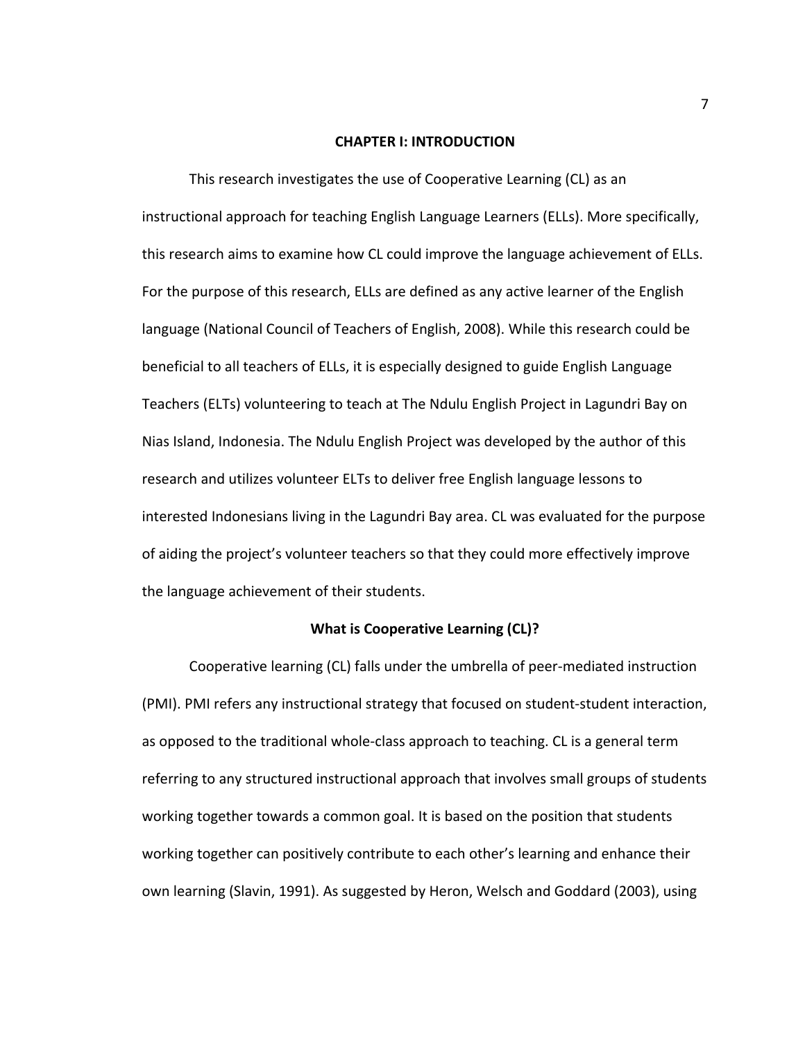# CHAPTER I: INTRODUCTION

This research investigates the use of Cooperative Learning (CL) as an instructional approach for teaching English Language Learners (ELLs). More specifically, this research aims to examine how CL could improve the language achievement of ELLs. For the purpose of this research, ELLs are defined as any active learner of the English language (National Council of Teachers of English, 2008). While this research could be beneficial to all teachers of ELLs, it is especially designed to guide English Language Teachers (ELTs) volunteering to teach at The Ndulu English Project in Lagundri Bay on Nias Island, Indonesia. The Ndulu English Project was developed by the author of this research and utilizes volunteer ELTs to deliver free English language lessons to interested Indonesians living in the Lagundri Bay area. CL was evaluated for the purpose of aiding the project's volunteer teachers so that they could more effectively improve the language achievement of their students.

## What is Cooperative Learning (CL)?

Cooperative learning (CL) falls under the umbrella of peer-mediated instruction (PMI). PMI refers any instructional strategy that focused on student-student interaction, as opposed to the traditional whole-class approach to teaching. CL is a general term referring to any structured instructional approach that involves small groups of students working together towards a common goal. It is based on the position that students working together can positively contribute to each other's learning and enhance their own learning (Slavin, 1991). As suggested by Heron, Welsch and Goddard (2003), using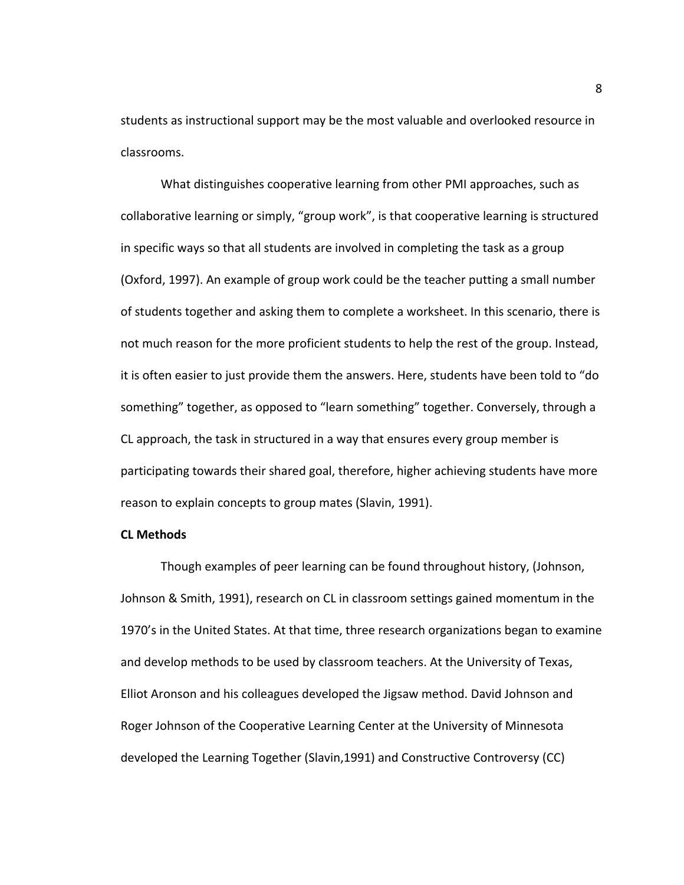students as instructional support may be the most valuable and overlooked resource in classrooms.

What distinguishes cooperative learning from other PMI approaches, such as collaborative learning or simply, "group work", is that cooperative learning is structured in specific ways so that all students are involved in completing the task as a group (Oxford, 1997). An example of group work could be the teacher putting a small number of students together and asking them to complete a worksheet. In this scenario, there is not much reason for the more proficient students to help the rest of the group. Instead, it is often easier to just provide them the answers. Here, students have been told to "do something" together, as opposed to "learn something" together. Conversely, through a CL approach, the task in structured in a way that ensures every group member is participating towards their shared goal, therefore, higher achieving students have more reason to explain concepts to group mates (Slavin, 1991).

**CL Methods**

Though examples of peer learning can be found throughout history, (Johnson, Johnson & Smith, 1991), research on CL in classroom settings gained momentum in the 1970's in the United States. At that time, three research organizations began to examine and develop methods to be used by classroom teachers. At the University of Texas, Elliot Aronson and his colleagues developed the Jigsaw method. David Johnson and Roger Johnson of the Cooperative Learning Center at the University of Minnesota developed the Learning Together (Slavin,1991) and Constructive Controversy (CC)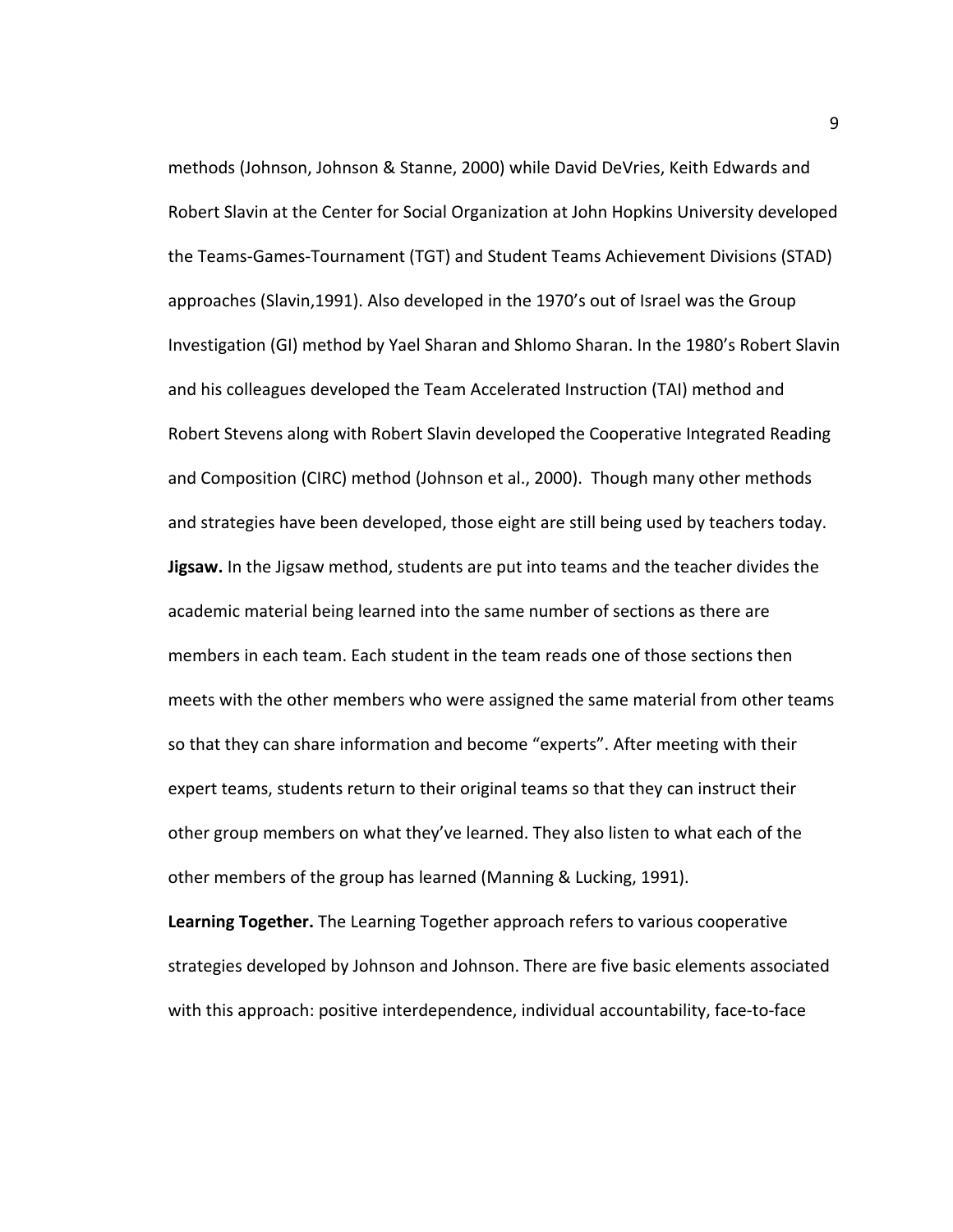methods (Johnson, Johnson & Stanne, 2000) while David DeVries, Keith Edwards and Robert Slavin at the Center for Social Organization at John Hopkins University developed the Teams-Games-Tournament (TGT) and Student Teams Achievement Divisions (STAD) approaches (Slavin,1991). Also developed in the 1970's out of Israel was the Group Investigation (GI) method by Yael Sharan and Shlomo Sharan. In the 1980's Robert Slavin and his colleagues developed the Team Accelerated Instruction (TAI) method and Robert Stevens along with Robert Slavin developed the Cooperative Integrated Reading and Composition (CIRC) method (Johnson et al., 2000). Though many other methods and strategies have been developed, those eight are still being used by teachers today.

**Jigsaw.** In the Jigsaw method, students are put into teams and the teacher divides the academic material being learned into the same number of sections as there are members in each team. Each student in the team reads one of those sections then meets with the other members who were assigned the same material from other teams so that they can share information and become "experts". After meeting with their expert teams, students return to their original teams so that they can instruct their other group members on what they've learned. They also listen to what each of the other members of the group has learned (Manning & Lucking, 1991).

**Learning Together.** The Learning Together approach refers to various cooperative strategies developed by Johnson and Johnson. There are five basic elements associated with this approach: positive interdependence, individual accountability, face-to-face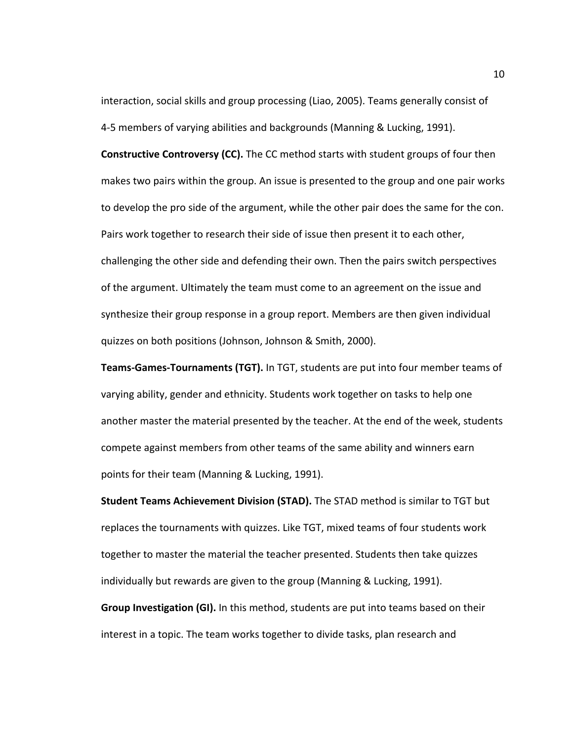interaction, social skills and group processing (Liao, 2005). Teams generally consist of 4-5 members of varying abilities and backgrounds (Manning & Lucking, 1991).

**Constructive Controversy (CC).** The CC method starts with student groups of four then makes two pairs within the group. An issue is presented to the group and one pair works to develop the pro side of the argument, while the other pair does the same for the con. Pairs work together to research their side of issue then present it to each other, challenging the other side and defending their own. Then the pairs switch perspectives of the argument. Ultimately the team must come to an agreement on the issue and synthesize their group response in a group report. Members are then given individual quizzes on both positions (Johnson, Johnson & Smith, 2000).

**Teams-Games-Tournaments (TGT).** In TGT, students are put into four member teams of varying ability, gender and ethnicity. Students work together on tasks to help one another master the material presented by the teacher. At the end of the week, students compete against members from other teams of the same ability and winners earn points for their team (Manning & Lucking, 1991).

**Student Teams Achievement Division (STAD).** The STAD method is similar to TGT but replaces the tournaments with quizzes. Like TGT, mixed teams of four students work together to master the material the teacher presented. Students then take quizzes individually but rewards are given to the group (Manning & Lucking, 1991).

**Group Investigation (GI).** In this method, students are put into teams based on their interest in a topic. The team works together to divide tasks, plan research and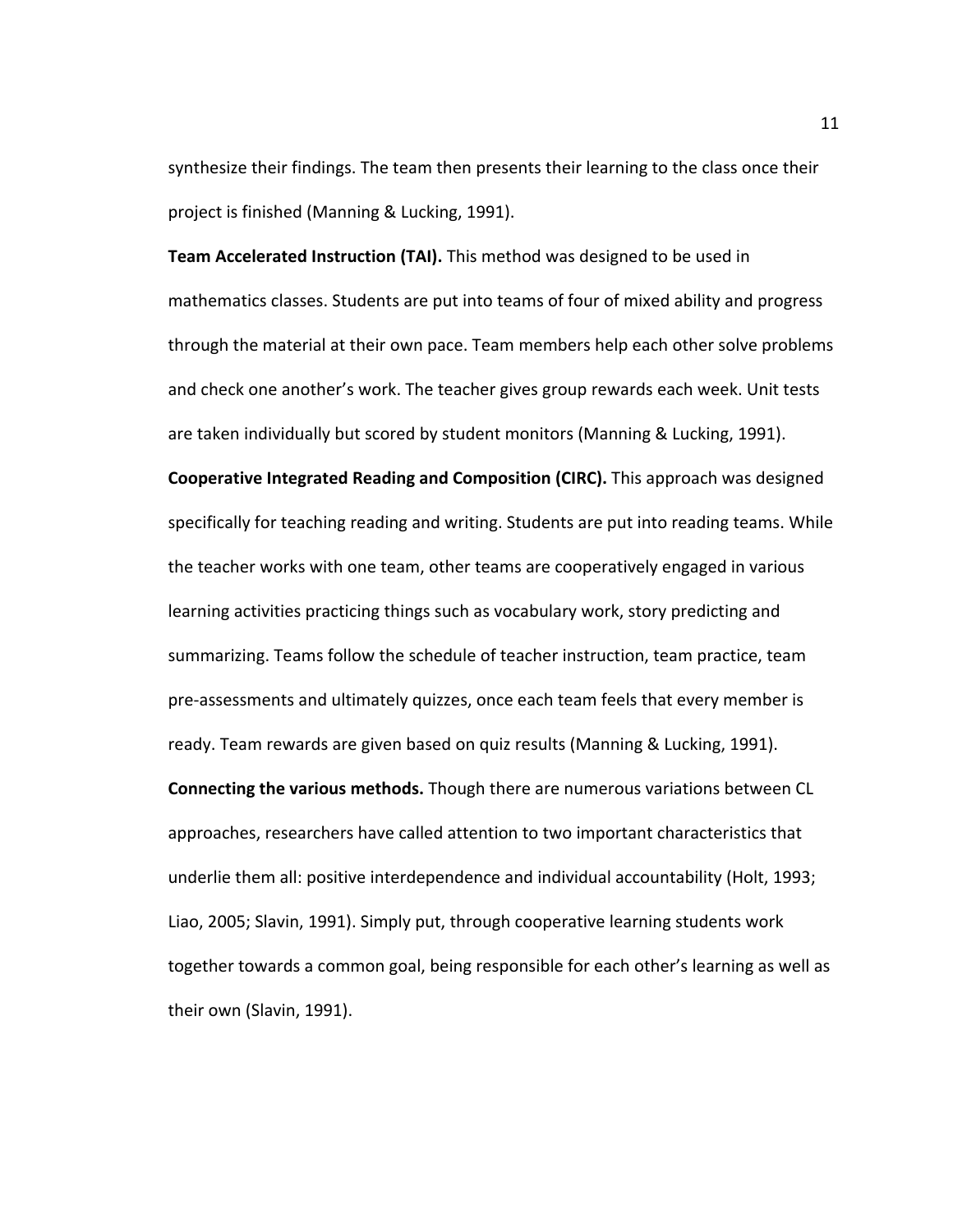synthesize their findings. The team then presents their learning to the class once their project is finished (Manning & Lucking, 1991).

**Team Accelerated Instruction (TAI).** This method was designed to be used in mathematics classes. Students are put into teams of four of mixed ability and progress through the material at their own pace. Team members help each other solve problems and check one another's work. The teacher gives group rewards each week. Unit tests are taken individually but scored by student monitors (Manning & Lucking, 1991).

**Cooperative Integrated Reading and Composition (CIRC).** This approach was designed specifically for teaching reading and writing. Students are put into reading teams. While the teacher works with one team, other teams are cooperatively engaged in various learning activities practicing things such as vocabulary work, story predicting and summarizing. Teams follow the schedule of teacher instruction, team practice, team pre-assessments and ultimately quizzes, once each team feels that every member is ready. Team rewards are given based on quiz results (Manning & Lucking, 1991).

**Connecting the various methods.** Though there are numerous variations between CL approaches, researchers have called attention to two important characteristics that underlie them all: positive interdependence and individual accountability (Holt, 1993; Liao, 2005; Slavin, 1991). Simply put, through cooperative learning students work together towards a common goal, being responsible for each other's learning as well as their own (Slavin, 1991).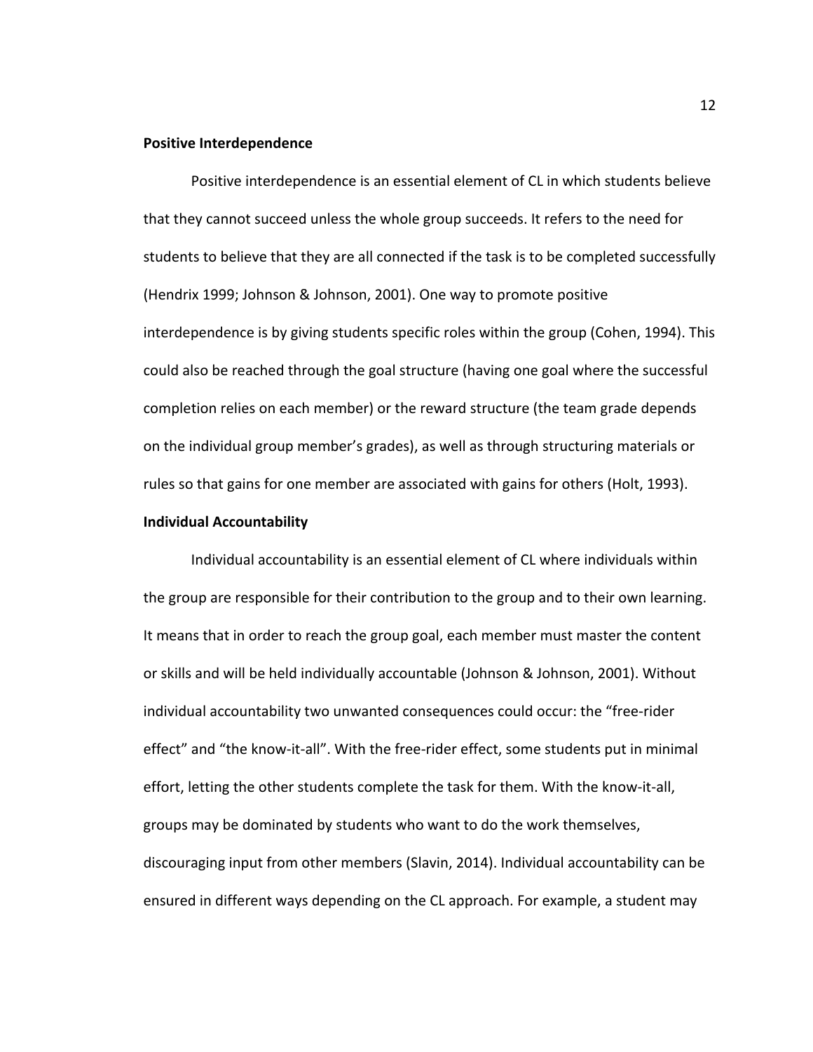### Positive Interdependence

Positive interdependence is an essential element of CL in which students believe that they cannot succeed unless the whole group succeeds. It refers to the need for students to believe that they are all connected if the task is to be completed successfully (Hendrix 1999; Johnson & Johnson, 2001). One way to promote positive interdependence is by giving students specific roles within the group (Cohen, 1994). This could also be reached through the goal structure (having one goal where the successful completion relies on each member) or the reward structure (the team grade depends on the individual group member's grades), as well as through structuring materials or rules so that gains for one member are associated with gains for others (Holt, 1993).

### Individual Accountability

Individual accountability is an essential element of CL where individuals within the group are responsible for their contribution to the group and to their own learning. It means that in order to reach the group goal, each member must master the content or skills and will be held individually accountable (Johnson & Johnson, 2001). Without individual accountability two unwanted consequences could occur: the "free-rider effect" and "the know-it-all". With the free-rider effect, some students put in minimal effort, letting the other students complete the task for them. With the know-it-all, groups may be dominated by students who want to do the work themselves, discouraging input from other members (Slavin, 2014). Individual accountability can be ensured in different ways depending on the CL approach. For example, a student may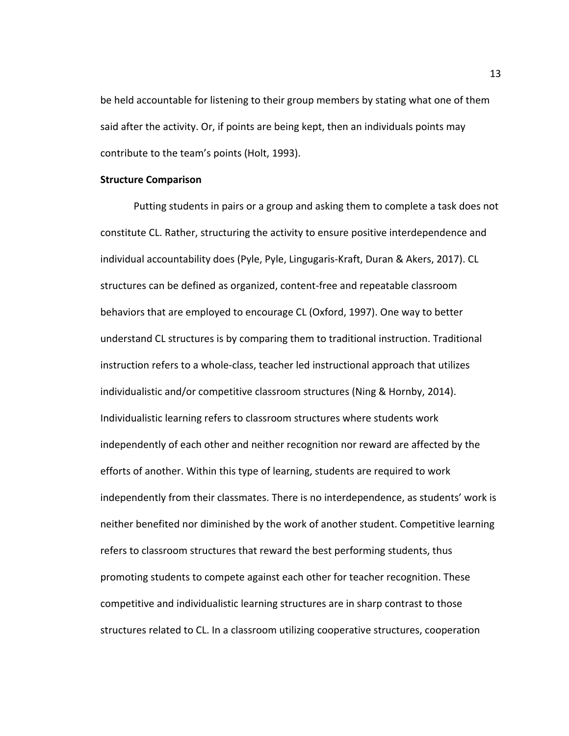be held accountable for listening to their group members by stating what one of them said after the activity. Or, if points are being kept, then an individuals points may contribute to the team's points (Holt, 1993).

**Structure Comparison**

Putting students in pairs or a group and asking them to complete a task does not constitute CL. Rather, structuring the activity to ensure positive interdependence and individual accountability does (Pyle, Pyle, Lingugaris-Kraft, Duran & Akers, 2017). CL structures can be defined as organized, content-free and repeatable classroom behaviors that are employed to encourage CL (Oxford, 1997). One way to better understand CL structures is by comparing them to traditional instruction. Traditional instruction refers to a whole-class, teacher led instructional approach that utilizes individualistic and/or competitive classroom structures (Ning & Hornby, 2014). Individualistic learning refers to classroom structures where students work independently of each other and neither recognition nor reward are affected by the efforts of another. Within this type of learning, students are required to work independently from their classmates. There is no interdependence, as students' work is neither benefited nor diminished by the work of another student. Competitive learning refers to classroom structures that reward the best performing students, thus promoting students to compete against each other for teacher recognition. These competitive and individualistic learning structures are in sharp contrast to those structures related to CL. In a classroom utilizing cooperative structures, cooperation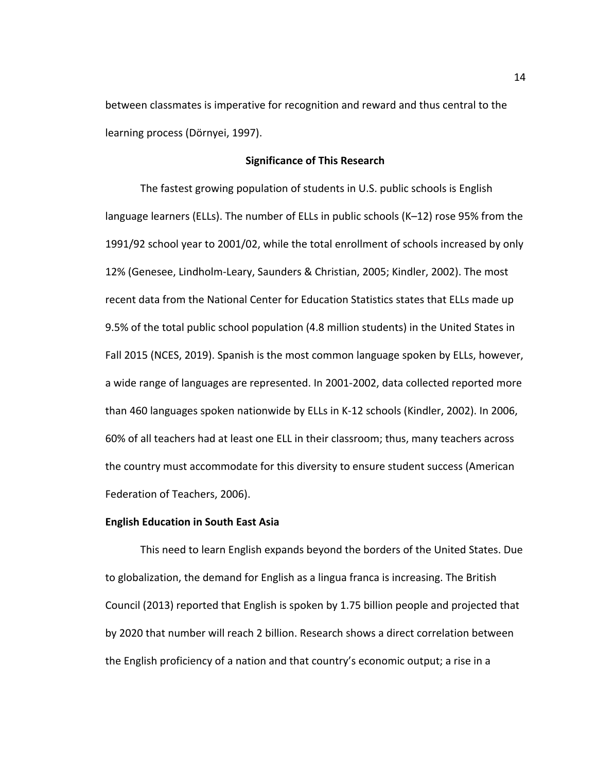between classmates is imperative for recognition and reward and thus central to the learning process (Dörnyei, 1997).

## Significance of This Research

The fastest growing population of students in U.S. public schools is English language learners (ELLs). The number of ELLs in public schools (K–12) rose 95% from the 1991/92 school year to 2001/02, while the total enrollment of schools increased by only 12% (Genesee, Lindholm-Leary, Saunders & Christian, 2005; Kindler, 2002). The most recent data from the National Center for Education Statistics states that ELLs made up 9.5% of the total public school population (4.8 million students) in the United States in Fall 2015 (NCES, 2019). Spanish is the most common language spoken by ELLs, however, a wide range of languages are represented. In 2001-2002, data collected reported more than 460 languages spoken nationwide by ELLs in K-12 schools (Kindler, 2002). In 2006, 60% of all teachers had at least one ELL in their classroom; thus, many teachers across the country must accommodate for this diversity to ensure student success (American Federation of Teachers, 2006).

### English Education in South East Asia

This need to learn English expands beyond the borders of the United States. Due to globalization, the demand for English as a lingua franca is increasing. The British Council (2013) reported that English is spoken by 1.75 billion people and projected that by 2020 that number will reach 2 billion. Research shows a direct correlation between the English proficiency of a nation and that country's economic output; a rise in a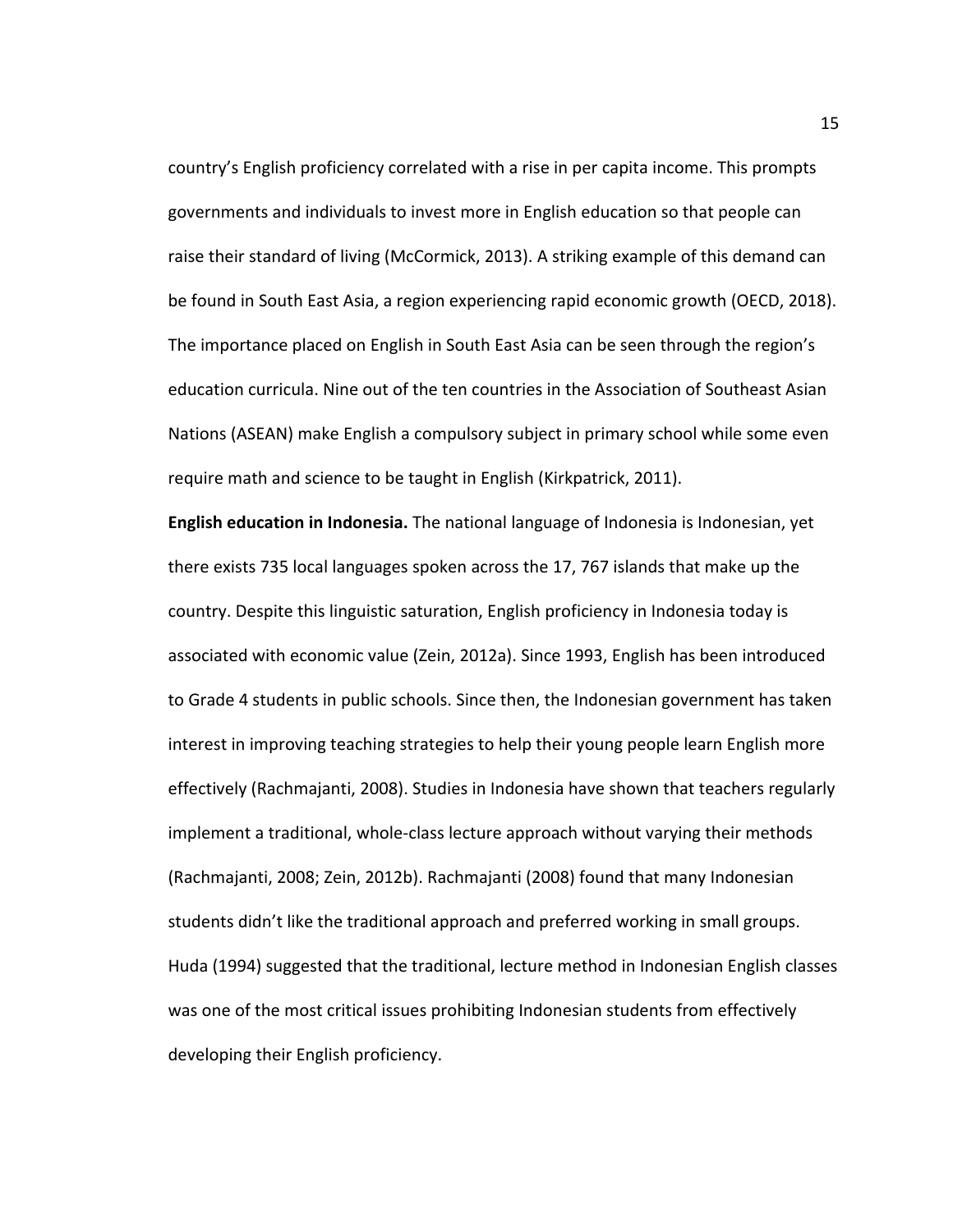country's English proficiency correlated with a rise in per capita income. This prompts governments and individuals to invest more in English education so that people can raise their standard of living (McCormick, 2013). A striking example of this demand can be found in South East Asia, a region experiencing rapid economic growth (OECD, 2018). The importance placed on English in South East Asia can be seen through the region's education curricula. Nine out of the ten countries in the Association of Southeast Asian Nations (ASEAN) make English a compulsory subject in primary school while some even require math and science to be taught in English (Kirkpatrick, 2011).

**English education in Indonesia.** The national language of Indonesia is Indonesian, yet there exists 735 local languages spoken across the 17, 767 islands that make up the country. Despite this linguistic saturation, English proficiency in Indonesia today is associated with economic value (Zein, 2012a). Since 1993, English has been introduced to Grade 4 students in public schools. Since then, the Indonesian government has taken interest in improving teaching strategies to help their young people learn English more effectively (Rachmajanti, 2008). Studies in Indonesia have shown that teachers regularly implement a traditional, whole-class lecture approach without varying their methods (Rachmajanti, 2008; Zein, 2012b). Rachmajanti (2008) found that many Indonesian students didn't like the traditional approach and preferred working in small groups. Huda (1994) suggested that the traditional, lecture method in Indonesian English classes was one of the most critical issues prohibiting Indonesian students from effectively developing their English proficiency.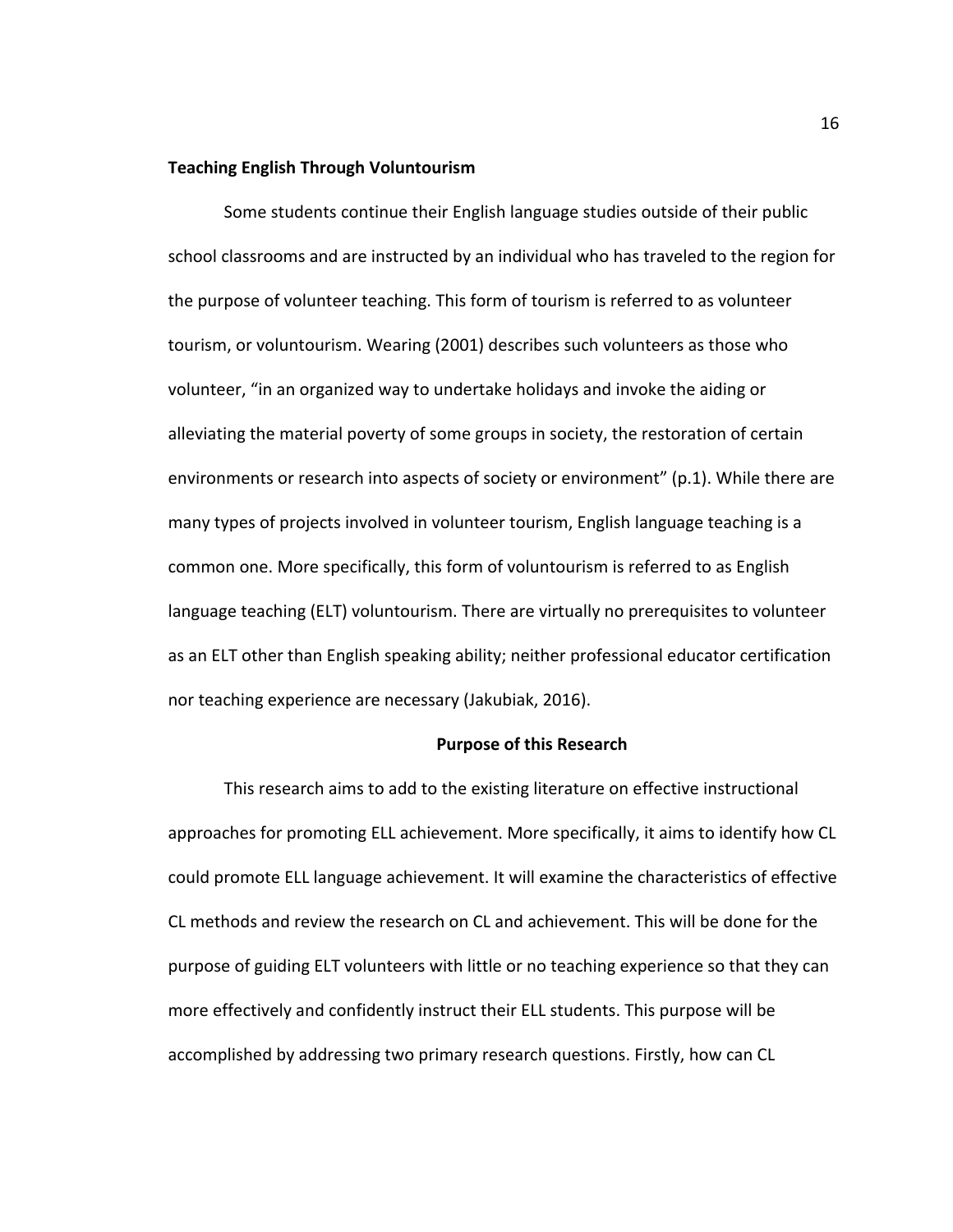**Teaching English Through Voluntourism**

Some students continue their English language studies outside of their public school classrooms and are instructed by an individual who has traveled to the region for the purpose of volunteer teaching. This form of tourism is referred to as volunteer tourism, or voluntourism. Wearing (2001) describes such volunteers as those who volunteer, "in an organized way to undertake holidays and invoke the aiding or alleviating the material poverty of some groups in society, the restoration of certain environments or research into aspects of society or environment" (p.1). While there are many types of projects involved in volunteer tourism, English language teaching is a common one. More specifically, this form of voluntourism is referred to as English language teaching (ELT) voluntourism. There are virtually no prerequisites to volunteer as an ELT other than English speaking ability; neither professional educator certification nor teaching experience are necessary (Jakubiak, 2016).

## Purpose of this Research

This research aims to add to the existing literature on effective instructional approaches for promoting ELL achievement. More specifically, it aims to identify how CL could promote ELL language achievement. It will examine the characteristics of effective CL methods and review the research on CL and achievement. This will be done for the purpose of guiding ELT volunteers with little or no teaching experience so that they can more effectively and confidently instruct their ELL students. This purpose will be accomplished by addressing two primary research questions. Firstly, how can CL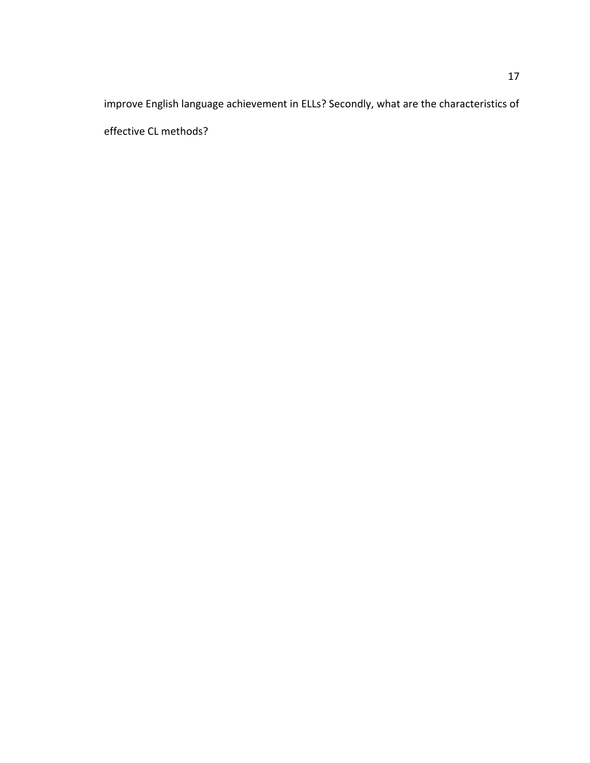improve English language achievement in ELLs? Secondly, what are the characteristics of effective CL methods?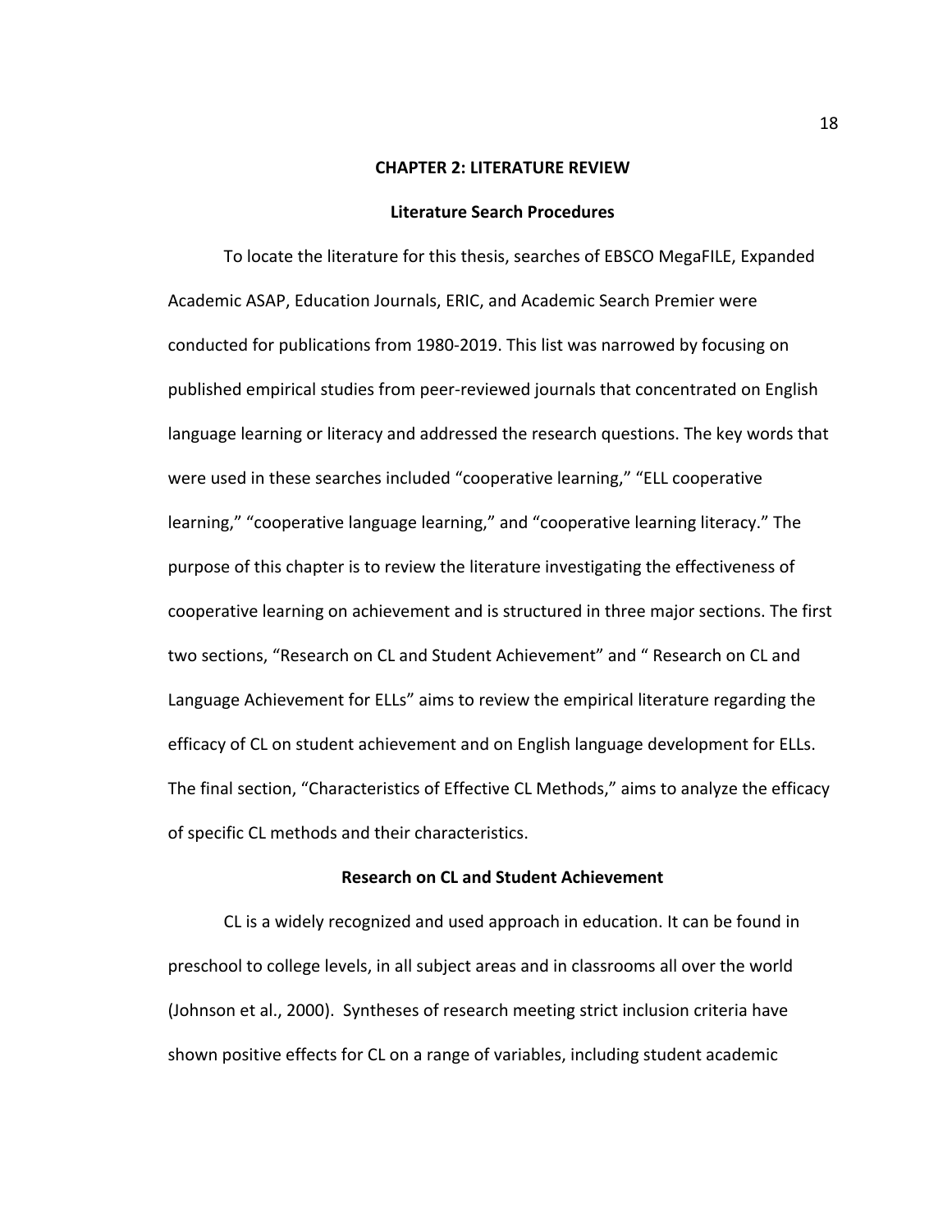# CHAPTER 2: LITERATURE REVIEW

## Literature Search Procedures

To locate the literature for this thesis, searches of EBSCO MegaFILE, Expanded Academic ASAP, Education Journals, ERIC, and Academic Search Premier were conducted for publications from 1980-2019. This list was narrowed by focusing on published empirical studies from peer-reviewed journals that concentrated on English language learning or literacy and addressed the research questions. The key words that were used in these searches included "cooperative learning," "ELL cooperative learning," "cooperative language learning," and "cooperative learning literacy." The purpose of this chapter is to review the literature investigating the effectiveness of cooperative learning on achievement and is structured in three major sections. The first two sections, "Research on CL and Student Achievement" and " Research on CL and Language Achievement for ELLs" aims to review the empirical literature regarding the efficacy of CL on student achievement and on English language development for ELLs. The final section, "Characteristics of Effective CL Methods," aims to analyze the efficacy of specific CL methods and their characteristics.

## Research on CL and Student Achievement

CL is a widely recognized and used approach in education. It can be found in preschool to college levels, in all subject areas and in classrooms all over the world (Johnson et al., 2000). Syntheses of research meeting strict inclusion criteria have shown positive effects for CL on a range of variables, including student academic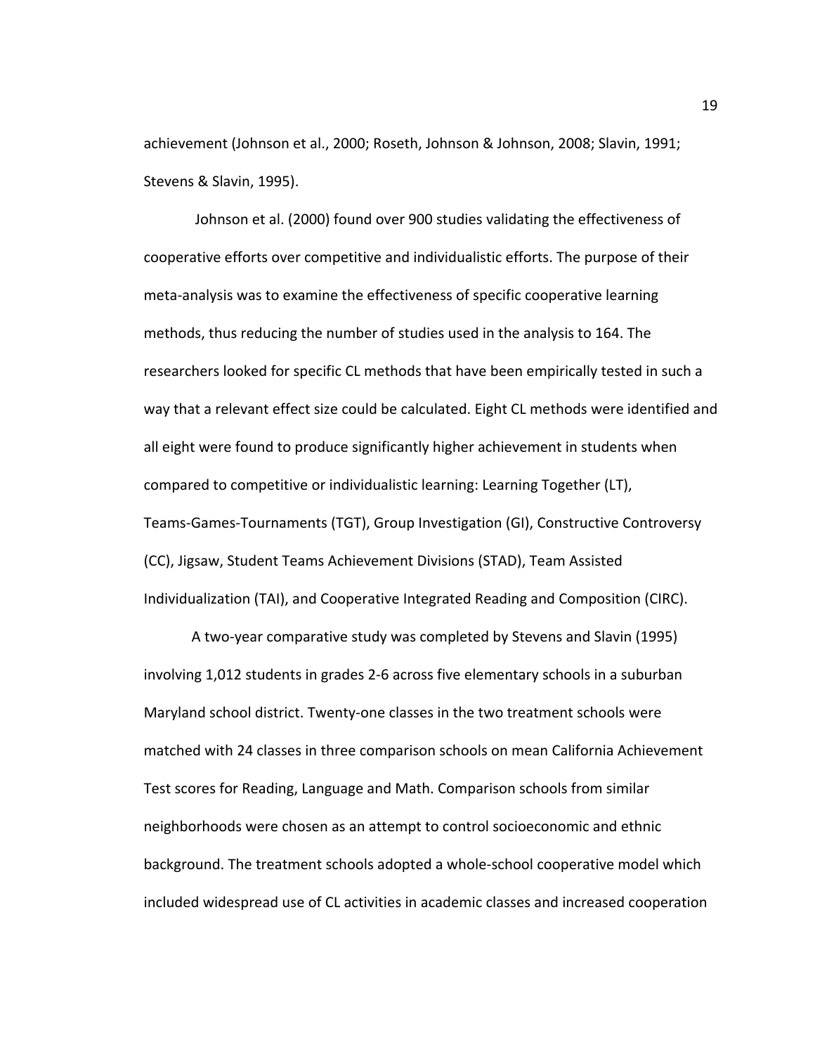achievement (Johnson et al., 2000; Roseth, Johnson & Johnson, 2008; Slavin, 1991; Stevens & Slavin, 1995).

Johnson et al. (2000) found over 900 studies validating the effectiveness of cooperative efforts over competitive and individualistic efforts. The purpose of their meta-analysis was to examine the effectiveness of specific cooperative learning methods, thus reducing the number of studies used in the analysis to 164. The researchers looked for specific CL methods that have been empirically tested in such a way that a relevant effect size could be calculated. Eight CL methods were identified and all eight were found to produce significantly higher achievement in students when compared to competitive or individualistic learning: Learning Together (LT), Teams-Games-Tournaments (TGT), Group Investigation (GI), Constructive Controversy (CC), Jigsaw, Student Teams Achievement Divisions (STAD), Team Assisted Individualization (TAI), and Cooperative Integrated Reading and Composition (CIRC).

A two-year comparative study was completed by Stevens and Slavin (1995) involving 1,012 students in grades 2-6 across five elementary schools in a suburban Maryland school district. Twenty-one classes in the two treatment schools were matched with 24 classes in three comparison schools on mean California Achievement Test scores for Reading, Language and Math. Comparison schools from similar neighborhoods were chosen as an attempt to control socioeconomic and ethnic background. The treatment schools adopted a whole-school cooperative model which included widespread use of CL activities in academic classes and increased cooperation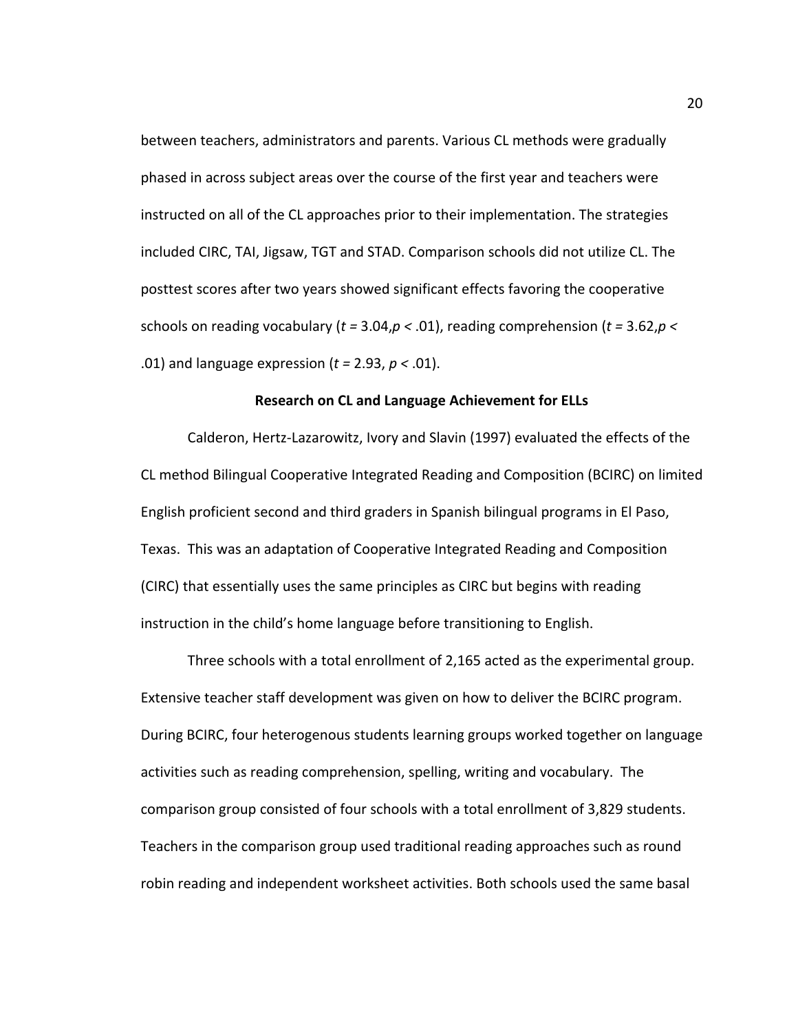between teachers, administrators and parents. Various CL methods were gradually phased in across subject areas over the course of the first year and teachers were instructed on all of the CL approaches prior to their implementation. The strategies included CIRC, TAI, Jigsaw, TGT and STAD. Comparison schools did not utilize CL. The posttest scores after two years showed significant effects favoring the cooperative schools on reading vocabulary ($t = 3.04, p < .01$), reading comprehension ($t = 3.62, p < .01$) and language expression ($t = 2.93$, $p < .01$).

## Research on CL and Language Achievement for ELLs

Calderon, Hertz-Lazarowitz, Ivory and Slavin (1997) evaluated the effects of the CL method Bilingual Cooperative Integrated Reading and Composition (BCIRC) on limited English proficient second and third graders in Spanish bilingual programs in El Paso, Texas. This was an adaptation of Cooperative Integrated Reading and Composition (CIRC) that essentially uses the same principles as CIRC but begins with reading instruction in the child's home language before transitioning to English.

Three schools with a total enrollment of 2,165 acted as the experimental group. Extensive teacher staff development was given on how to deliver the BCIRC program. During BCIRC, four heterogenous students learning groups worked together on language activities such as reading comprehension, spelling, writing and vocabulary. The comparison group consisted of four schools with a total enrollment of 3,829 students. Teachers in the comparison group used traditional reading approaches such as round robin reading and independent worksheet activities. Both schools used the same basal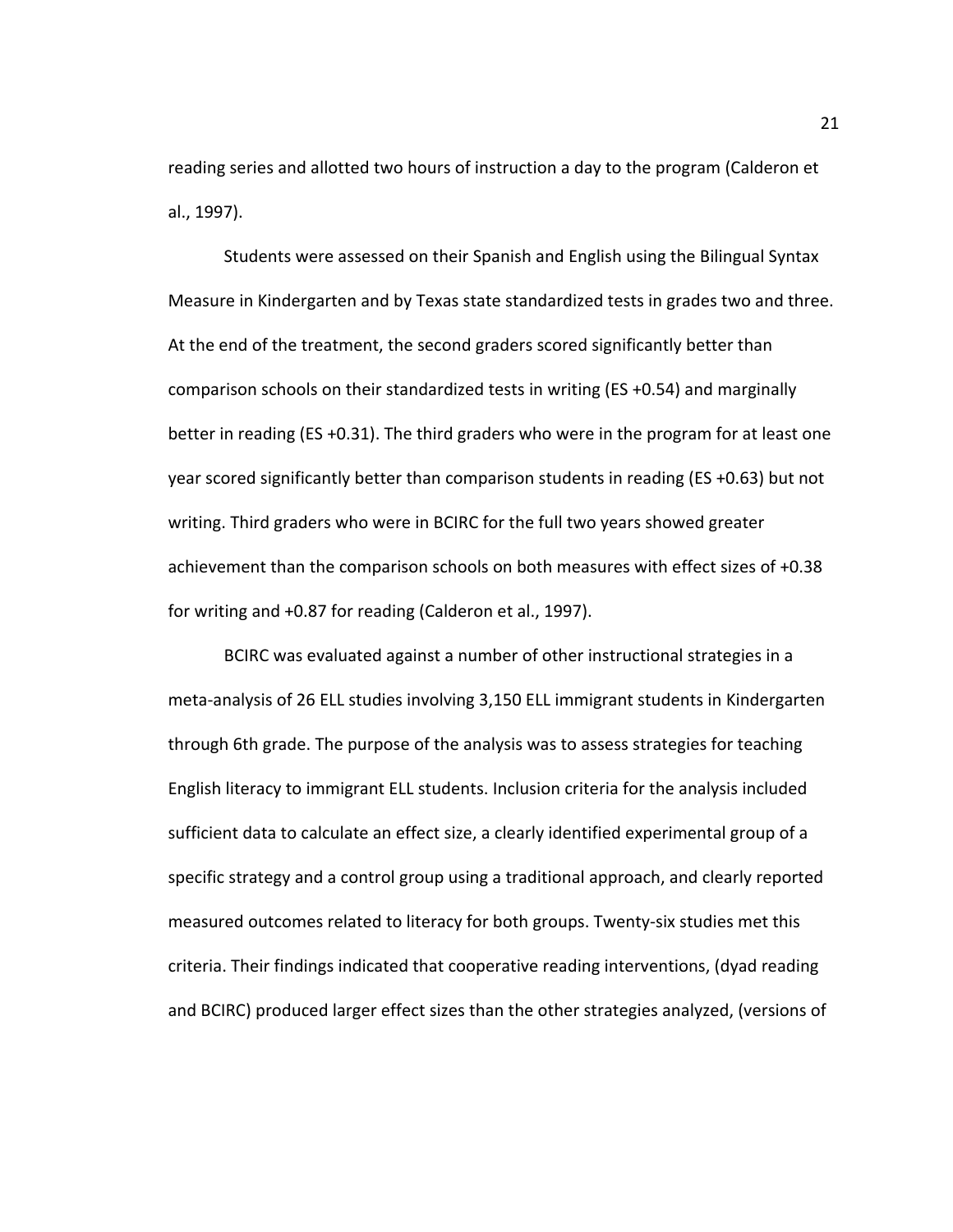reading series and allotted two hours of instruction a day to the program (Calderon et al., 1997).

Students were assessed on their Spanish and English using the Bilingual Syntax Measure in Kindergarten and by Texas state standardized tests in grades two and three. At the end of the treatment, the second graders scored significantly better than comparison schools on their standardized tests in writing (ES +0.54) and marginally better in reading (ES +0.31). The third graders who were in the program for at least one year scored significantly better than comparison students in reading (ES +0.63) but not writing. Third graders who were in BCIRC for the full two years showed greater achievement than the comparison schools on both measures with effect sizes of +0.38 for writing and +0.87 for reading (Calderon et al., 1997).

BCIRC was evaluated against a number of other instructional strategies in a meta-analysis of 26 ELL studies involving 3,150 ELL immigrant students in Kindergarten through 6th grade. The purpose of the analysis was to assess strategies for teaching English literacy to immigrant ELL students. Inclusion criteria for the analysis included sufficient data to calculate an effect size, a clearly identified experimental group of a specific strategy and a control group using a traditional approach, and clearly reported measured outcomes related to literacy for both groups. Twenty-six studies met this criteria. Their findings indicated that cooperative reading interventions, (dyad reading and BCIRC) produced larger effect sizes than the other strategies analyzed, (versions of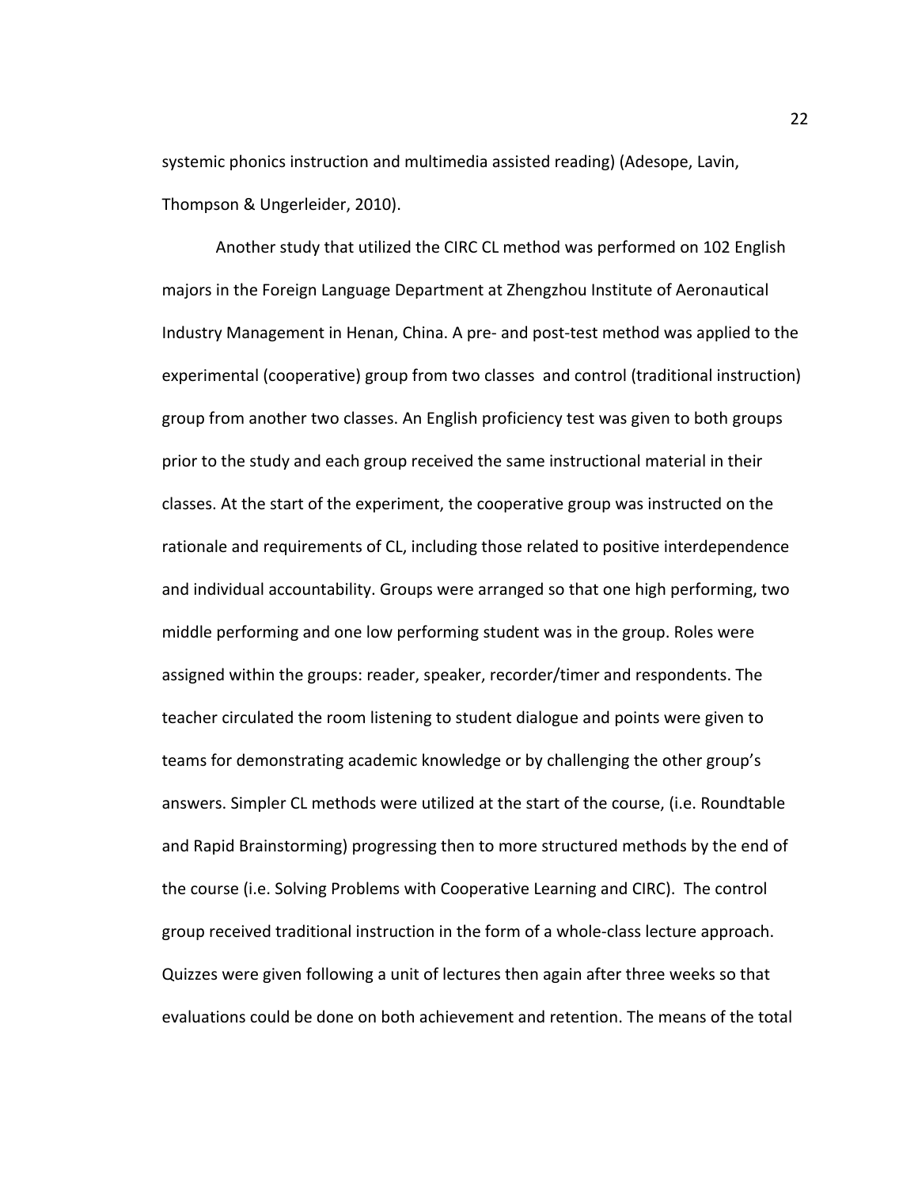systemic phonics instruction and multimedia assisted reading) (Adesope, Lavin, Thompson & Ungerleider, 2010).

Another study that utilized the CIRC CL method was performed on 102 English majors in the Foreign Language Department at Zhengzhou Institute of Aeronautical Industry Management in Henan, China. A pre- and post-test method was applied to the experimental (cooperative) group from two classes and control (traditional instruction) group from another two classes. An English proficiency test was given to both groups prior to the study and each group received the same instructional material in their classes. At the start of the experiment, the cooperative group was instructed on the rationale and requirements of CL, including those related to positive interdependence and individual accountability. Groups were arranged so that one high performing, two middle performing and one low performing student was in the group. Roles were assigned within the groups: reader, speaker, recorder/timer and respondents. The teacher circulated the room listening to student dialogue and points were given to teams for demonstrating academic knowledge or by challenging the other group's answers. Simpler CL methods were utilized at the start of the course, (i.e. Roundtable and Rapid Brainstorming) progressing then to more structured methods by the end of the course (i.e. Solving Problems with Cooperative Learning and CIRC). The control group received traditional instruction in the form of a whole-class lecture approach. Quizzes were given following a unit of lectures then again after three weeks so that evaluations could be done on both achievement and retention. The means of the total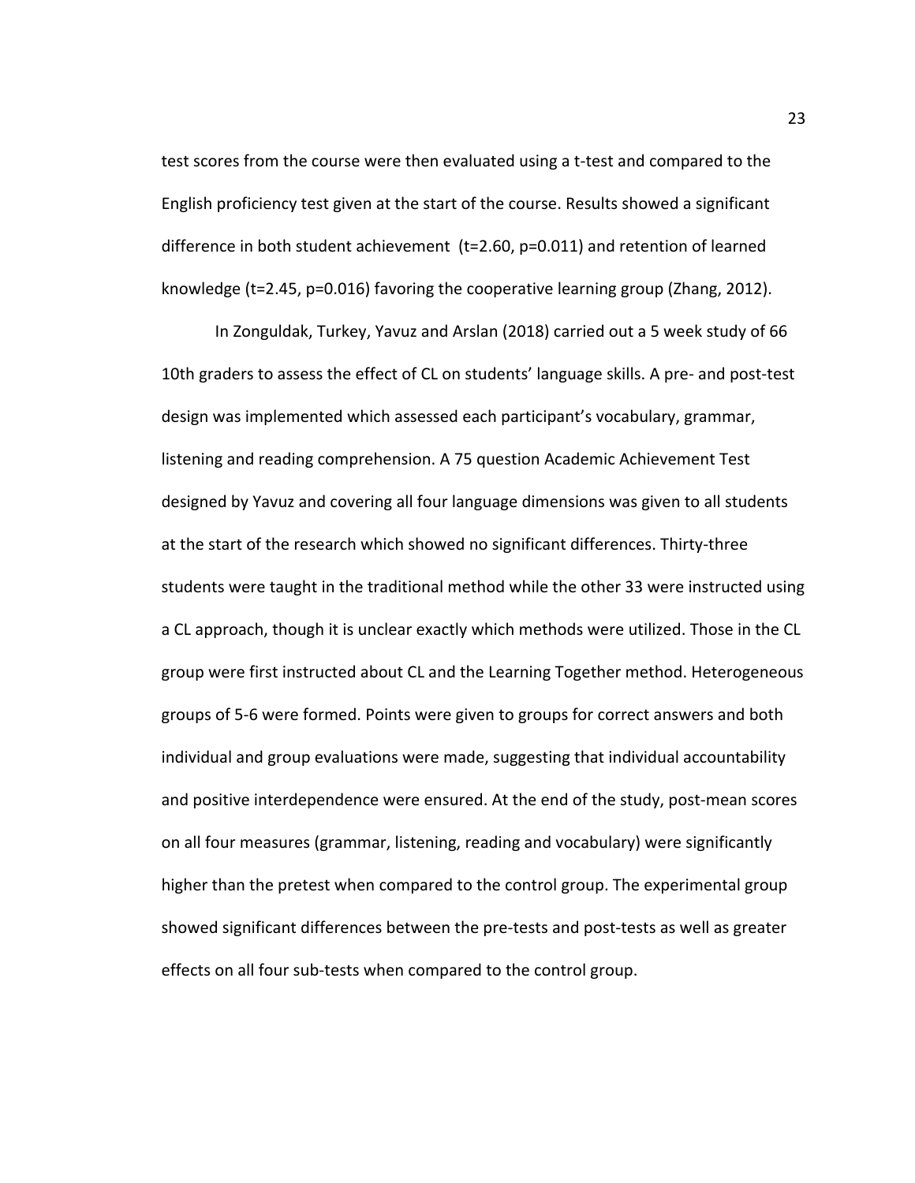test scores from the course were then evaluated using a t-test and compared to the English proficiency test given at the start of the course. Results showed a significant difference in both student achievement ($t=2.60$, $p=0.011$) and retention of learned knowledge ($t=2.45$, $p=0.016$) favoring the cooperative learning group (Zhang, 2012).

In Zonguldak, Turkey, Yavuz and Arslan (2018) carried out a 5 week study of 66 10th graders to assess the effect of CL on students' language skills. A pre- and post-test design was implemented which assessed each participant's vocabulary, grammar, listening and reading comprehension. A 75 question Academic Achievement Test designed by Yavuz and covering all four language dimensions was given to all students at the start of the research which showed no significant differences. Thirty-three students were taught in the traditional method while the other 33 were instructed using a CL approach, though it is unclear exactly which methods were utilized. Those in the CL group were first instructed about CL and the Learning Together method. Heterogeneous groups of 5-6 were formed. Points were given to groups for correct answers and both individual and group evaluations were made, suggesting that individual accountability and positive interdependence were ensured. At the end of the study, post-mean scores on all four measures (grammar, listening, reading and vocabulary) were significantly higher than the pretest when compared to the control group. The experimental group showed significant differences between the pre-tests and post-tests as well as greater effects on all four sub-tests when compared to the control group.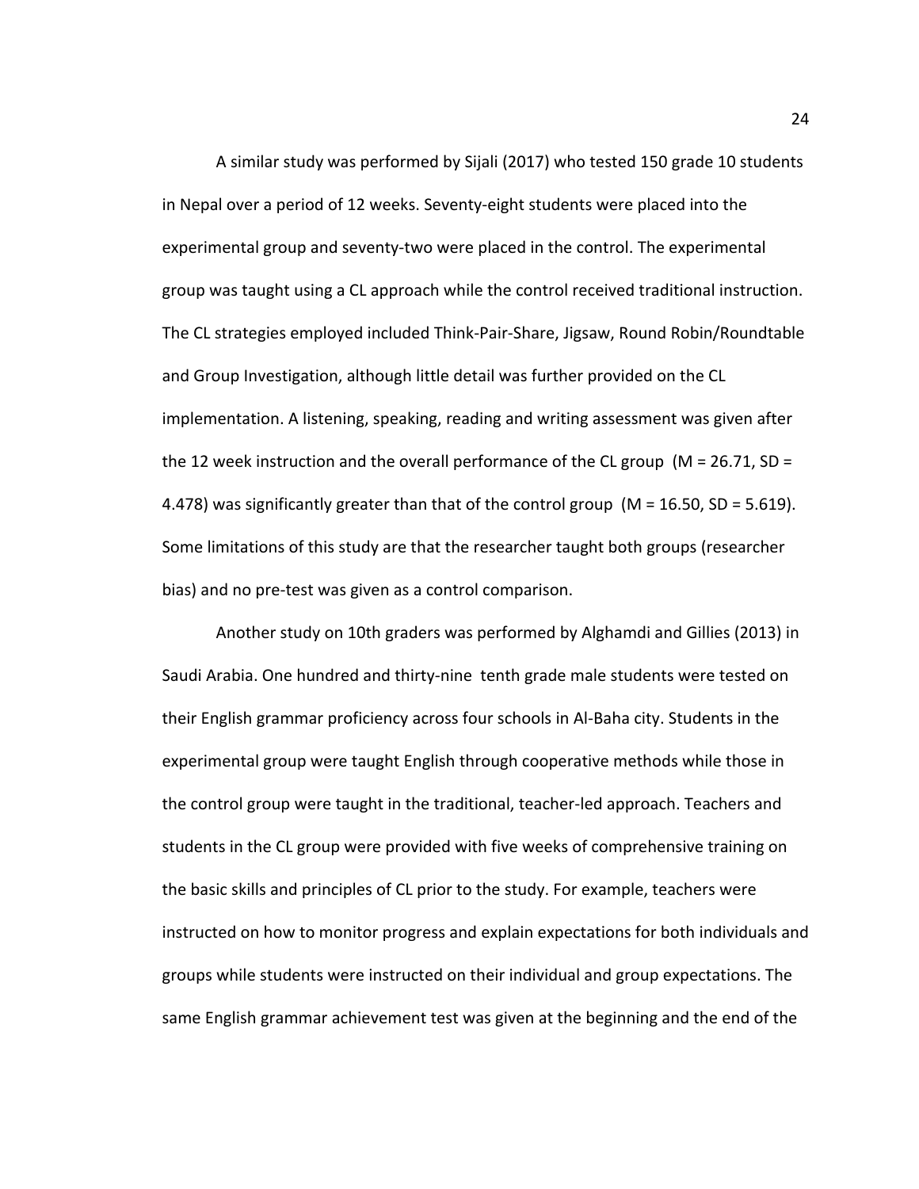A similar study was performed by Sijali (2017) who tested 150 grade 10 students in Nepal over a period of 12 weeks. Seventy-eight students were placed into the experimental group and seventy-two were placed in the control. The experimental group was taught using a CL approach while the control received traditional instruction. The CL strategies employed included Think-Pair-Share, Jigsaw, Round Robin/Roundtable and Group Investigation, although little detail was further provided on the CL implementation. A listening, speaking, reading and writing assessment was given after the 12 week instruction and the overall performance of the CL group ($M = 26.71$, $SD = 4.478$) was significantly greater than that of the control group ($M = 16.50$, $SD = 5.619$). Some limitations of this study are that the researcher taught both groups (researcher bias) and no pre-test was given as a control comparison.

Another study on 10th graders was performed by Alghamdi and Gillies (2013) in Saudi Arabia. One hundred and thirty-nine tenth grade male students were tested on their English grammar proficiency across four schools in Al-Baha city. Students in the experimental group were taught English through cooperative methods while those in the control group were taught in the traditional, teacher-led approach. Teachers and students in the CL group were provided with five weeks of comprehensive training on the basic skills and principles of CL prior to the study. For example, teachers were instructed on how to monitor progress and explain expectations for both individuals and groups while students were instructed on their individual and group expectations. The same English grammar achievement test was given at the beginning and the end of the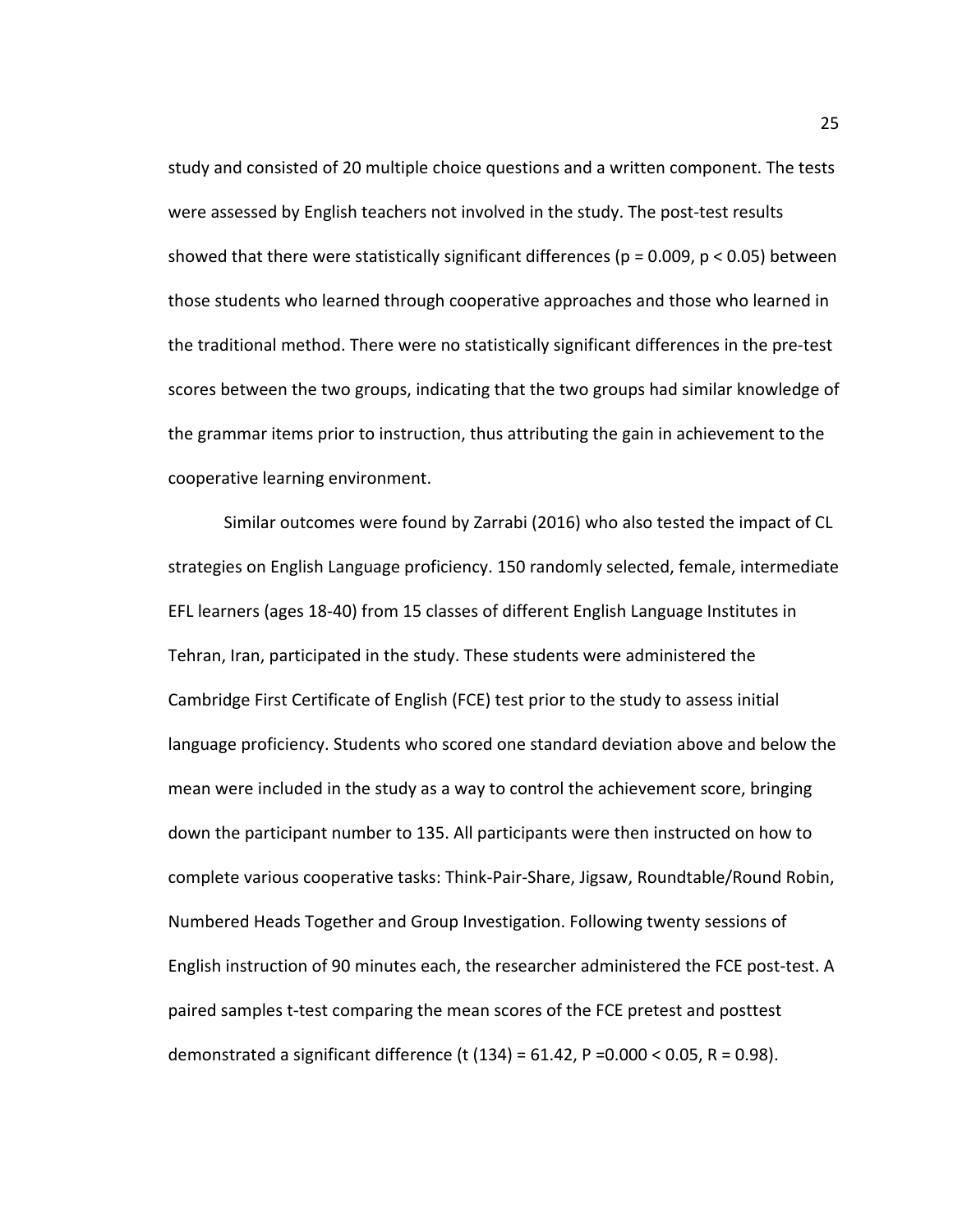study and consisted of 20 multiple choice questions and a written component. The tests were assessed by English teachers not involved in the study. The post-test results showed that there were statistically significant differences ($p = 0.009$, $p < 0.05$) between those students who learned through cooperative approaches and those who learned in the traditional method. There were no statistically significant differences in the pre-test scores between the two groups, indicating that the two groups had similar knowledge of the grammar items prior to instruction, thus attributing the gain in achievement to the cooperative learning environment.

Similar outcomes were found by Zarrabi (2016) who also tested the impact of CL strategies on English Language proficiency. 150 randomly selected, female, intermediate EFL learners (ages 18-40) from 15 classes of different English Language Institutes in Tehran, Iran, participated in the study. These students were administered the Cambridge First Certificate of English (FCE) test prior to the study to assess initial language proficiency. Students who scored one standard deviation above and below the mean were included in the study as a way to control the achievement score, bringing down the participant number to 135. All participants were then instructed on how to complete various cooperative tasks: Think-Pair-Share, Jigsaw, Roundtable/Round Robin, Numbered Heads Together and Group Investigation. Following twenty sessions of English instruction of 90 minutes each, the researcher administered the FCE post-test. A paired samples t-test comparing the mean scores of the FCE pretest and posttest demonstrated a significant difference ($t\ (134) = 61.42$, $P = 0.000 < 0.05$, $R = 0.98$).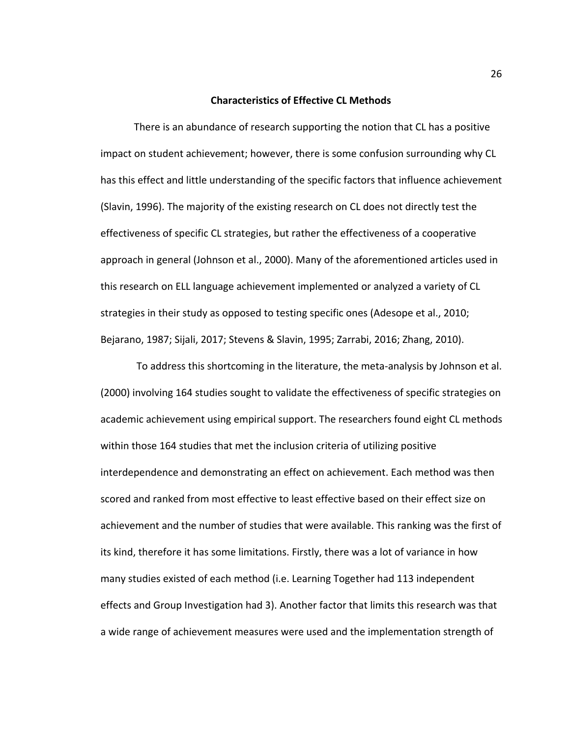## Characteristics of Effective CL Methods

There is an abundance of research supporting the notion that CL has a positive impact on student achievement; however, there is some confusion surrounding why CL has this effect and little understanding of the specific factors that influence achievement (Slavin, 1996). The majority of the existing research on CL does not directly test the effectiveness of specific CL strategies, but rather the effectiveness of a cooperative approach in general (Johnson et al., 2000). Many of the aforementioned articles used in this research on ELL language achievement implemented or analyzed a variety of CL strategies in their study as opposed to testing specific ones (Adesope et al., 2010; Bejarano, 1987; Sijali, 2017; Stevens & Slavin, 1995; Zarrabi, 2016; Zhang, 2010).

To address this shortcoming in the literature, the meta-analysis by Johnson et al. (2000) involving 164 studies sought to validate the effectiveness of specific strategies on academic achievement using empirical support. The researchers found eight CL methods within those 164 studies that met the inclusion criteria of utilizing positive interdependence and demonstrating an effect on achievement. Each method was then scored and ranked from most effective to least effective based on their effect size on achievement and the number of studies that were available. This ranking was the first of its kind, therefore it has some limitations. Firstly, there was a lot of variance in how many studies existed of each method (i.e. Learning Together had 113 independent effects and Group Investigation had 3). Another factor that limits this research was that a wide range of achievement measures were used and the implementation strength of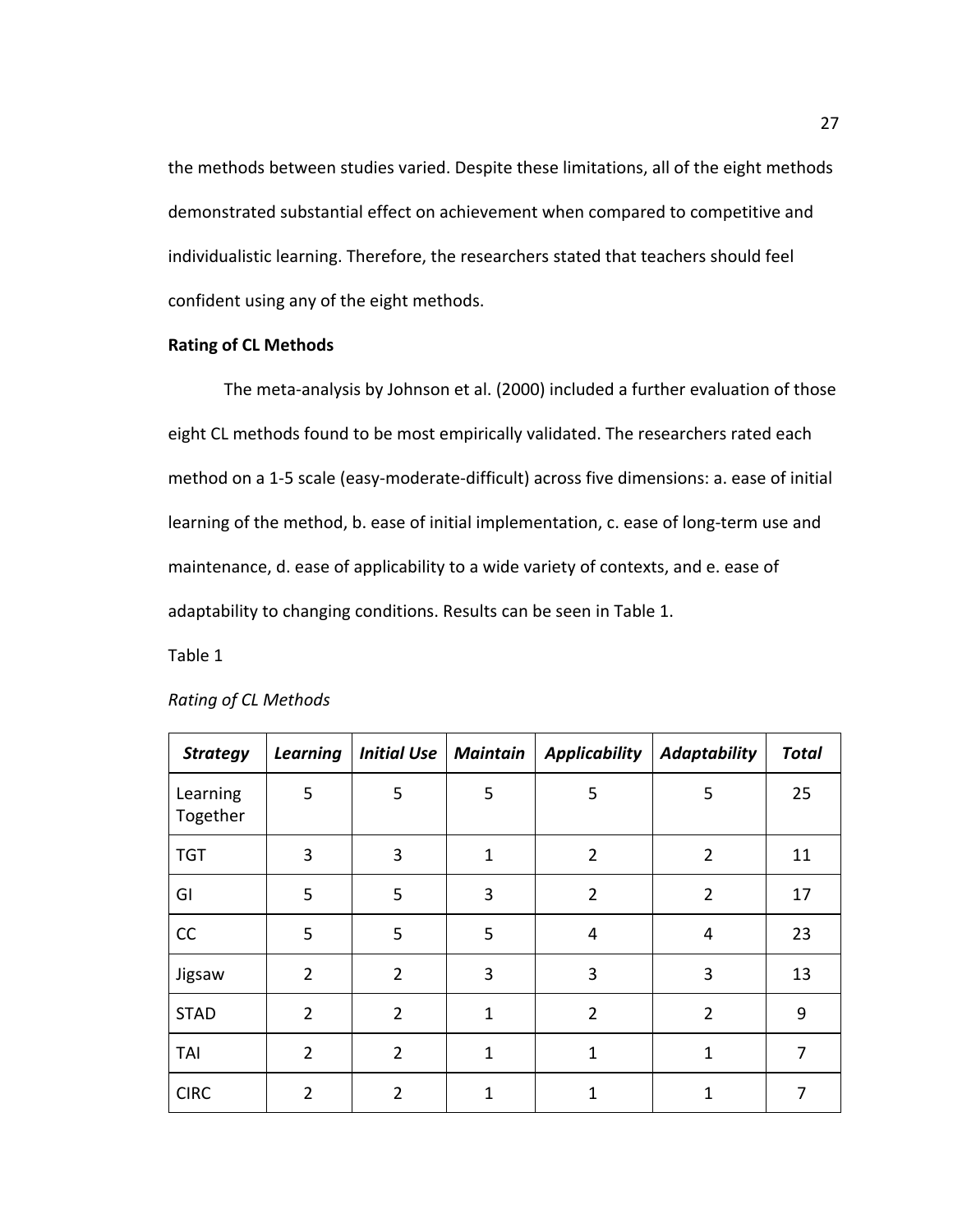the methods between studies varied. Despite these limitations, all of the eight methods demonstrated substantial effect on achievement when compared to competitive and individualistic learning. Therefore, the researchers stated that teachers should feel confident using any of the eight methods.

**Rating of CL Methods**

The meta-analysis by Johnson et al. (2000) included a further evaluation of those eight CL methods found to be most empirically validated. The researchers rated each method on a 1-5 scale (easy-moderate-difficult) across five dimensions: a. ease of initial learning of the method, b. ease of initial implementation, c. ease of long-term use and maintenance, d. ease of applicability to a wide variety of contexts, and e. ease of adaptability to changing conditions. Results can be seen in Table 1.

Table 1

*Rating of CL Methods*

| ***Strategy*** | ***Learning*** | ***Initial Use*** | ***Maintain*** | ***Applicability*** | ***Adaptability*** | ***Total*** |
|---|---|---|---|---|---|---|
| Learning Together | 5 | 5 | 5 | 5 | 5 | 25 |
| TGT | 3 | 3 | 1 | 2 | 2 | 11 |
| GI | 5 | 5 | 3 | 2 | 2 | 17 |
| CC | 5 | 5 | 5 | 4 | 4 | 23 |
| Jigsaw | 2 | 2 | 3 | 3 | 3 | 13 |
| STAD | 2 | 2 | 1 | 2 | 2 | 9 |
| TAI | 2 | 2 | 1 | 1 | 1 | 7 |
| CIRC | 2 | 2 | 1 | 1 | 1 | 7 |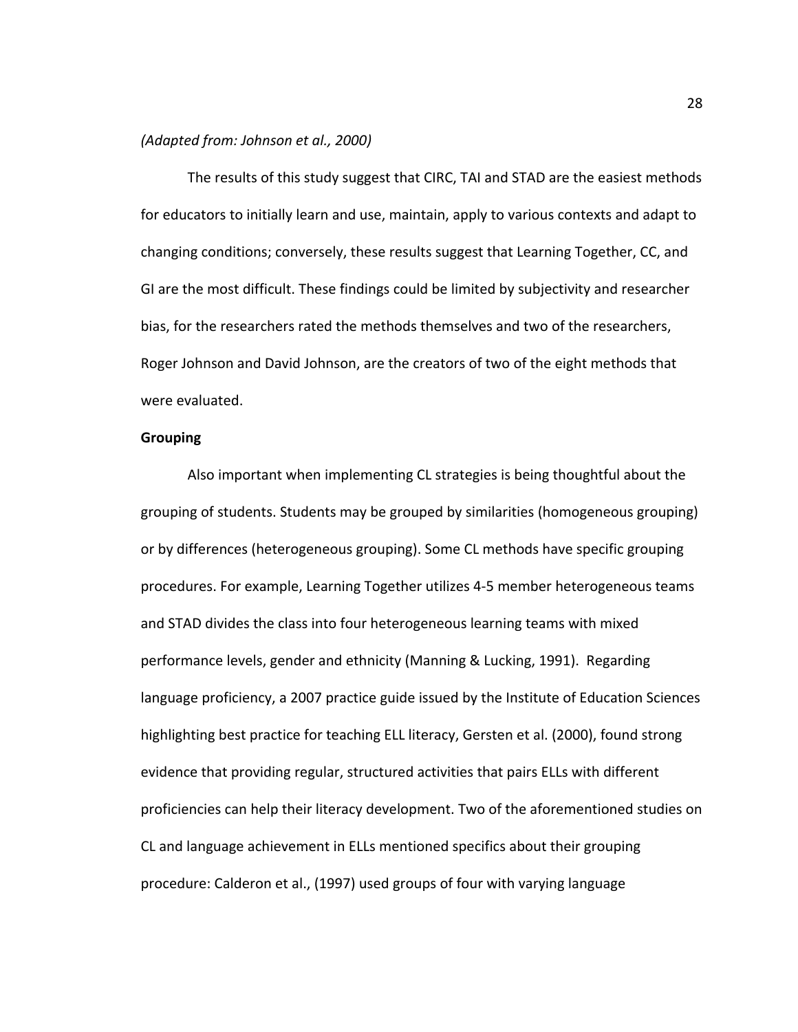*(Adapted from: Johnson et al., 2000)*

The results of this study suggest that CIRC, TAI and STAD are the easiest methods for educators to initially learn and use, maintain, apply to various contexts and adapt to changing conditions; conversely, these results suggest that Learning Together, CC, and GI are the most difficult. These findings could be limited by subjectivity and researcher bias, for the researchers rated the methods themselves and two of the researchers, Roger Johnson and David Johnson, are the creators of two of the eight methods that were evaluated.

**Grouping**

Also important when implementing CL strategies is being thoughtful about the grouping of students. Students may be grouped by similarities (homogeneous grouping) or by differences (heterogeneous grouping). Some CL methods have specific grouping procedures. For example, Learning Together utilizes 4-5 member heterogeneous teams and STAD divides the class into four heterogeneous learning teams with mixed performance levels, gender and ethnicity (Manning & Lucking, 1991). Regarding language proficiency, a 2007 practice guide issued by the Institute of Education Sciences highlighting best practice for teaching ELL literacy, Gersten et al. (2000), found strong evidence that providing regular, structured activities that pairs ELLs with different proficiencies can help their literacy development. Two of the aforementioned studies on CL and language achievement in ELLs mentioned specifics about their grouping procedure: Calderon et al., (1997) used groups of four with varying language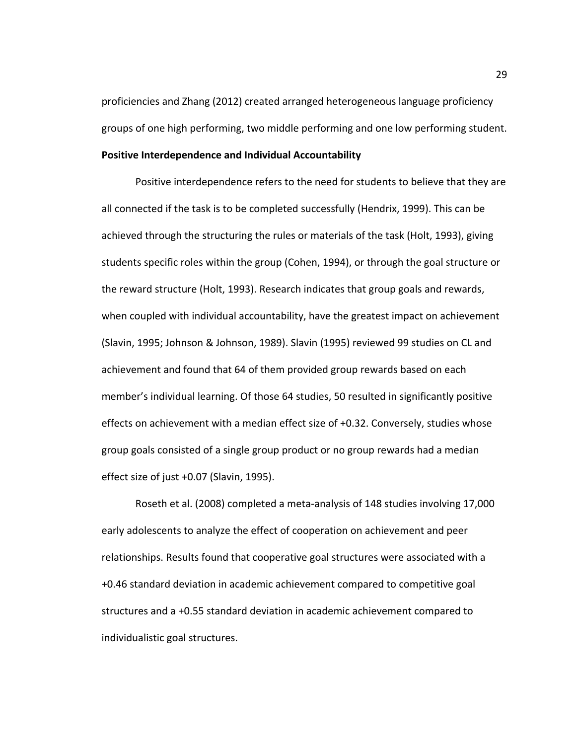proficiencies and Zhang (2012) created arranged heterogeneous language proficiency groups of one high performing, two middle performing and one low performing student.

**Positive Interdependence and Individual Accountability**

Positive interdependence refers to the need for students to believe that they are all connected if the task is to be completed successfully (Hendrix, 1999). This can be achieved through the structuring the rules or materials of the task (Holt, 1993), giving students specific roles within the group (Cohen, 1994), or through the goal structure or the reward structure (Holt, 1993). Research indicates that group goals and rewards, when coupled with individual accountability, have the greatest impact on achievement (Slavin, 1995; Johnson & Johnson, 1989). Slavin (1995) reviewed 99 studies on CL and achievement and found that 64 of them provided group rewards based on each member's individual learning. Of those 64 studies, 50 resulted in significantly positive effects on achievement with a median effect size of +0.32. Conversely, studies whose group goals consisted of a single group product or no group rewards had a median effect size of just +0.07 (Slavin, 1995).

Roseth et al. (2008) completed a meta-analysis of 148 studies involving 17,000 early adolescents to analyze the effect of cooperation on achievement and peer relationships. Results found that cooperative goal structures were associated with a +0.46 standard deviation in academic achievement compared to competitive goal structures and a +0.55 standard deviation in academic achievement compared to individualistic goal structures.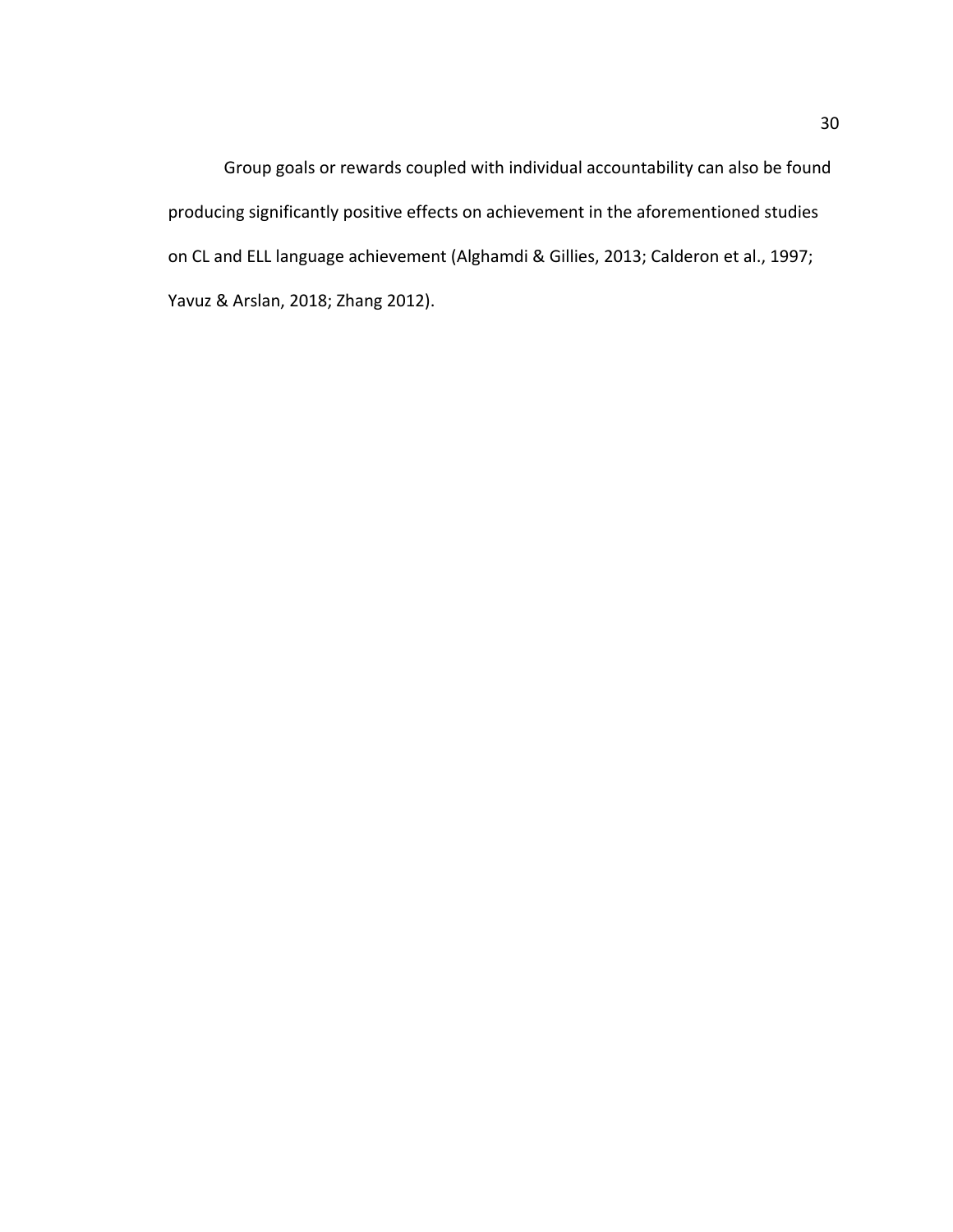Group goals or rewards coupled with individual accountability can also be found producing significantly positive effects on achievement in the aforementioned studies on CL and ELL language achievement (Alghamdi & Gillies, 2013; Calderon et al., 1997; Yavuz & Arslan, 2018; Zhang 2012).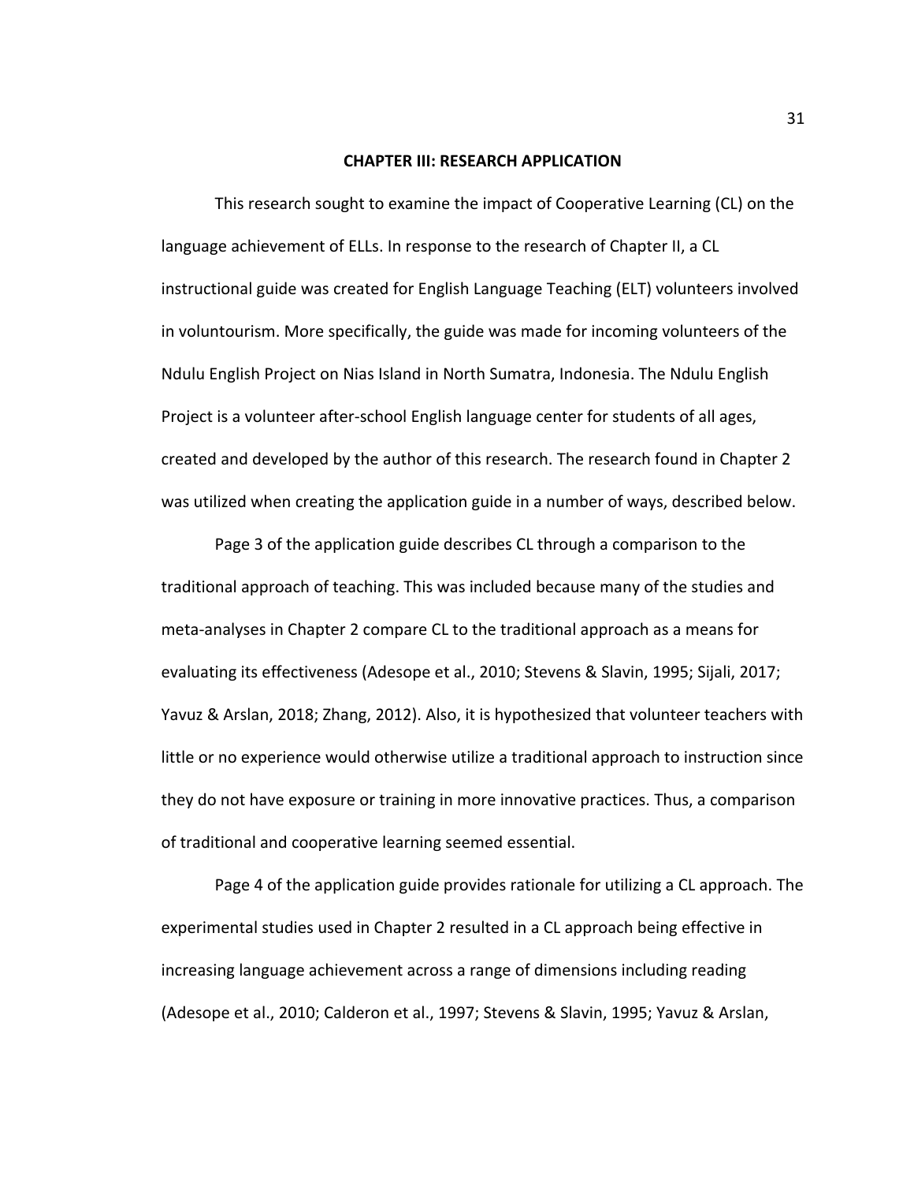# CHAPTER III: RESEARCH APPLICATION

This research sought to examine the impact of Cooperative Learning (CL) on the language achievement of ELLs. In response to the research of Chapter II, a CL instructional guide was created for English Language Teaching (ELT) volunteers involved in voluntourism. More specifically, the guide was made for incoming volunteers of the Ndulu English Project on Nias Island in North Sumatra, Indonesia. The Ndulu English Project is a volunteer after-school English language center for students of all ages, created and developed by the author of this research. The research found in Chapter 2 was utilized when creating the application guide in a number of ways, described below.

Page 3 of the application guide describes CL through a comparison to the traditional approach of teaching. This was included because many of the studies and meta-analyses in Chapter 2 compare CL to the traditional approach as a means for evaluating its effectiveness (Adesope et al., 2010; Stevens & Slavin, 1995; Sijali, 2017; Yavuz & Arslan, 2018; Zhang, 2012). Also, it is hypothesized that volunteer teachers with little or no experience would otherwise utilize a traditional approach to instruction since they do not have exposure or training in more innovative practices. Thus, a comparison of traditional and cooperative learning seemed essential.

Page 4 of the application guide provides rationale for utilizing a CL approach. The experimental studies used in Chapter 2 resulted in a CL approach being effective in increasing language achievement across a range of dimensions including reading (Adesope et al., 2010; Calderon et al., 1997; Stevens & Slavin, 1995; Yavuz & Arslan,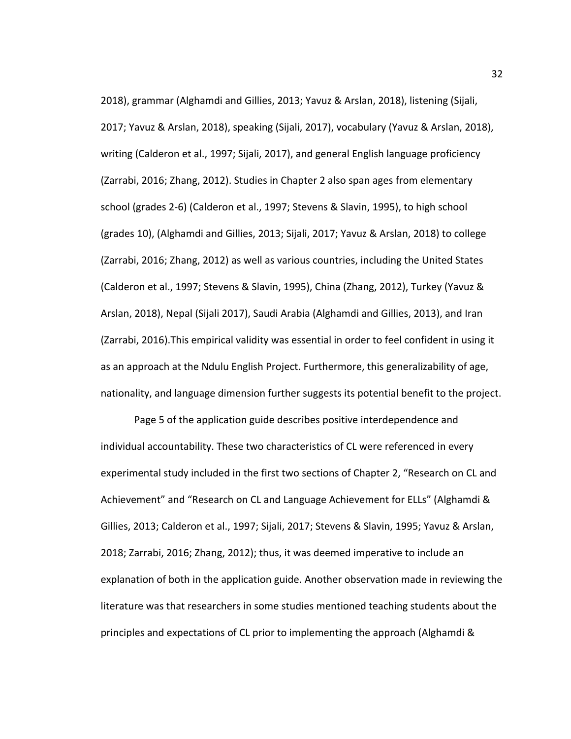2018), grammar (Alghamdi and Gillies, 2013; Yavuz & Arslan, 2018), listening (Sijali, 2017; Yavuz & Arslan, 2018), speaking (Sijali, 2017), vocabulary (Yavuz & Arslan, 2018), writing (Calderon et al., 1997; Sijali, 2017), and general English language proficiency (Zarrabi, 2016; Zhang, 2012). Studies in Chapter 2 also span ages from elementary school (grades 2-6) (Calderon et al., 1997; Stevens & Slavin, 1995), to high school (grades 10), (Alghamdi and Gillies, 2013; Sijali, 2017; Yavuz & Arslan, 2018) to college (Zarrabi, 2016; Zhang, 2012) as well as various countries, including the United States (Calderon et al., 1997; Stevens & Slavin, 1995), China (Zhang, 2012), Turkey (Yavuz & Arslan, 2018), Nepal (Sijali 2017), Saudi Arabia (Alghamdi and Gillies, 2013), and Iran (Zarrabi, 2016).This empirical validity was essential in order to feel confident in using it as an approach at the Ndulu English Project. Furthermore, this generalizability of age, nationality, and language dimension further suggests its potential benefit to the project.

Page 5 of the application guide describes positive interdependence and individual accountability. These two characteristics of CL were referenced in every experimental study included in the first two sections of Chapter 2, "Research on CL and Achievement" and "Research on CL and Language Achievement for ELLs" (Alghamdi & Gillies, 2013; Calderon et al., 1997; Sijali, 2017; Stevens & Slavin, 1995; Yavuz & Arslan, 2018; Zarrabi, 2016; Zhang, 2012); thus, it was deemed imperative to include an explanation of both in the application guide. Another observation made in reviewing the literature was that researchers in some studies mentioned teaching students about the principles and expectations of CL prior to implementing the approach (Alghamdi &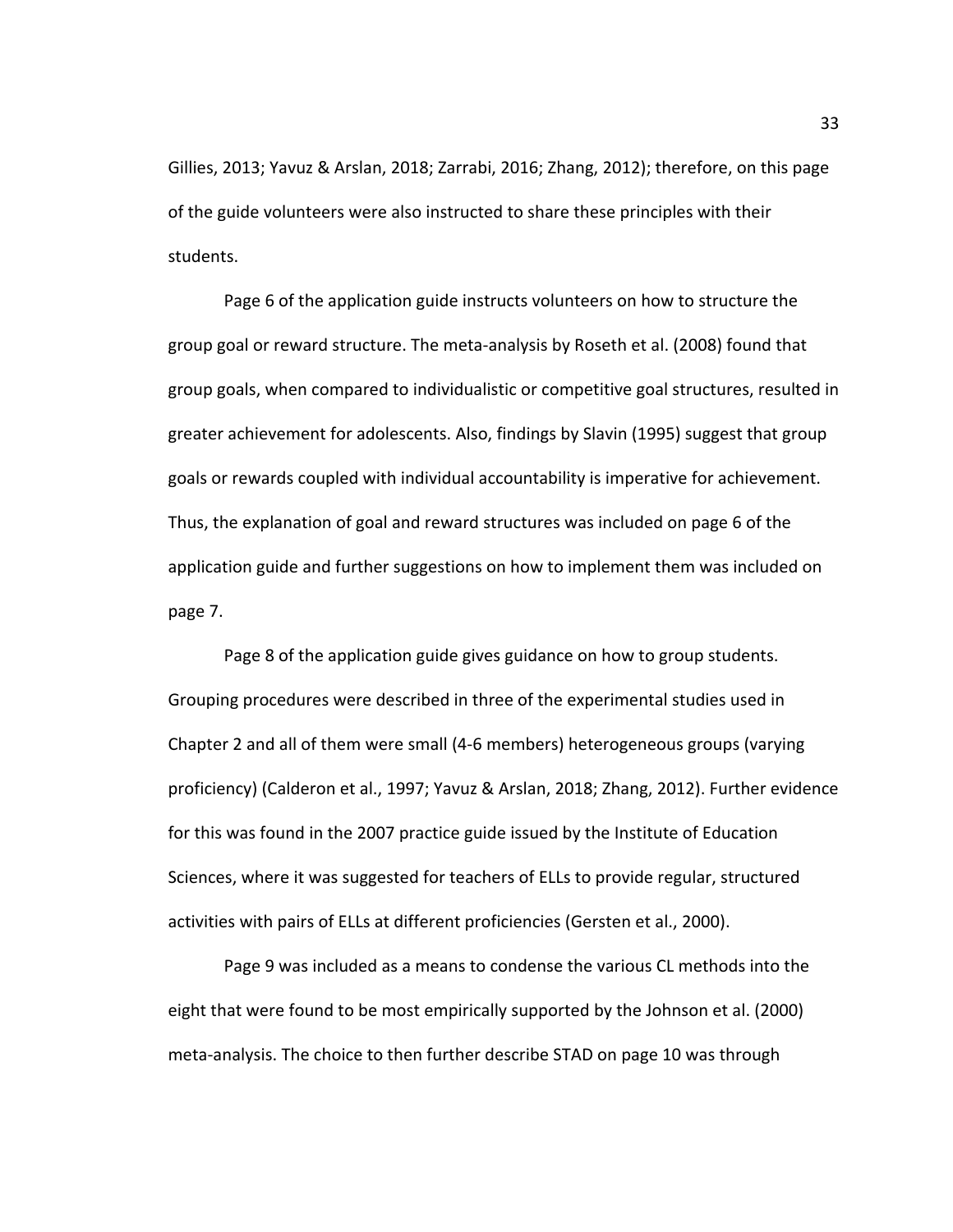Gillies, 2013; Yavuz & Arslan, 2018; Zarrabi, 2016; Zhang, 2012); therefore, on this page of the guide volunteers were also instructed to share these principles with their students.

Page 6 of the application guide instructs volunteers on how to structure the group goal or reward structure. The meta-analysis by Roseth et al. (2008) found that group goals, when compared to individualistic or competitive goal structures, resulted in greater achievement for adolescents. Also, findings by Slavin (1995) suggest that group goals or rewards coupled with individual accountability is imperative for achievement. Thus, the explanation of goal and reward structures was included on page 6 of the application guide and further suggestions on how to implement them was included on page 7.

Page 8 of the application guide gives guidance on how to group students. Grouping procedures were described in three of the experimental studies used in Chapter 2 and all of them were small (4-6 members) heterogeneous groups (varying proficiency) (Calderon et al., 1997; Yavuz & Arslan, 2018; Zhang, 2012). Further evidence for this was found in the 2007 practice guide issued by the Institute of Education Sciences, where it was suggested for teachers of ELLs to provide regular, structured activities with pairs of ELLs at different proficiencies (Gersten et al., 2000).

Page 9 was included as a means to condense the various CL methods into the eight that were found to be most empirically supported by the Johnson et al. (2000) meta-analysis. The choice to then further describe STAD on page 10 was through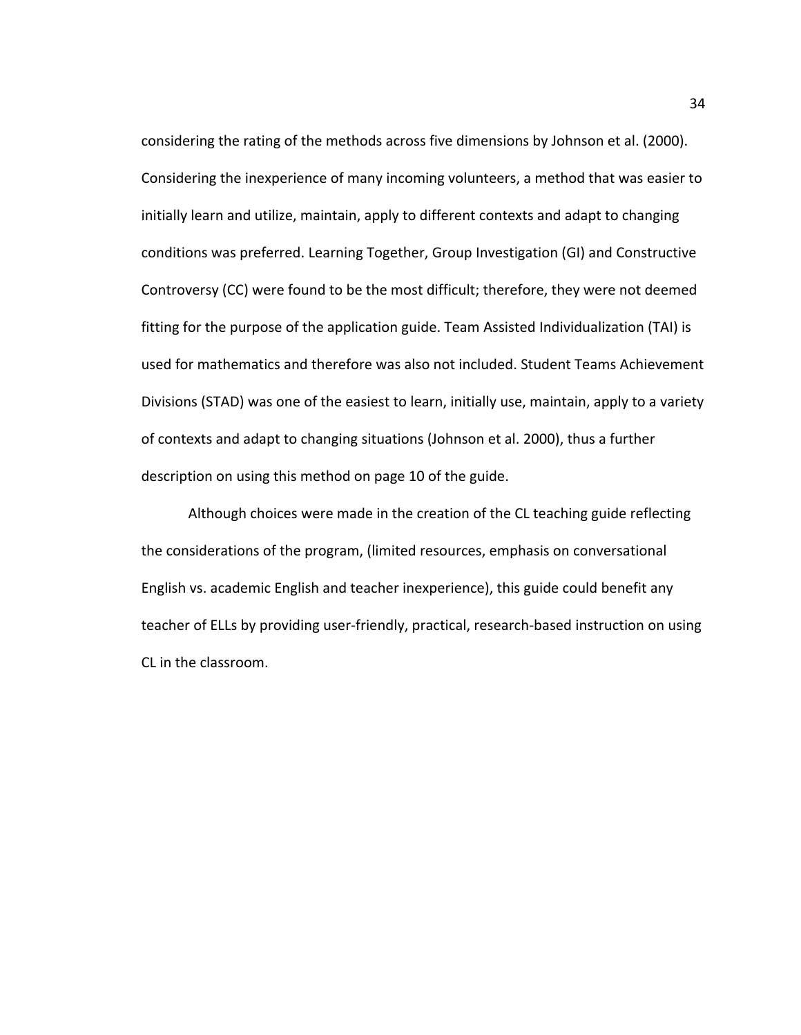considering the rating of the methods across five dimensions by Johnson et al. (2000). Considering the inexperience of many incoming volunteers, a method that was easier to initially learn and utilize, maintain, apply to different contexts and adapt to changing conditions was preferred. Learning Together, Group Investigation (GI) and Constructive Controversy (CC) were found to be the most difficult; therefore, they were not deemed fitting for the purpose of the application guide. Team Assisted Individualization (TAI) is used for mathematics and therefore was also not included. Student Teams Achievement Divisions (STAD) was one of the easiest to learn, initially use, maintain, apply to a variety of contexts and adapt to changing situations (Johnson et al. 2000), thus a further description on using this method on page 10 of the guide.

Although choices were made in the creation of the CL teaching guide reflecting the considerations of the program, (limited resources, emphasis on conversational English vs. academic English and teacher inexperience), this guide could benefit any teacher of ELLs by providing user-friendly, practical, research-based instruction on using CL in the classroom.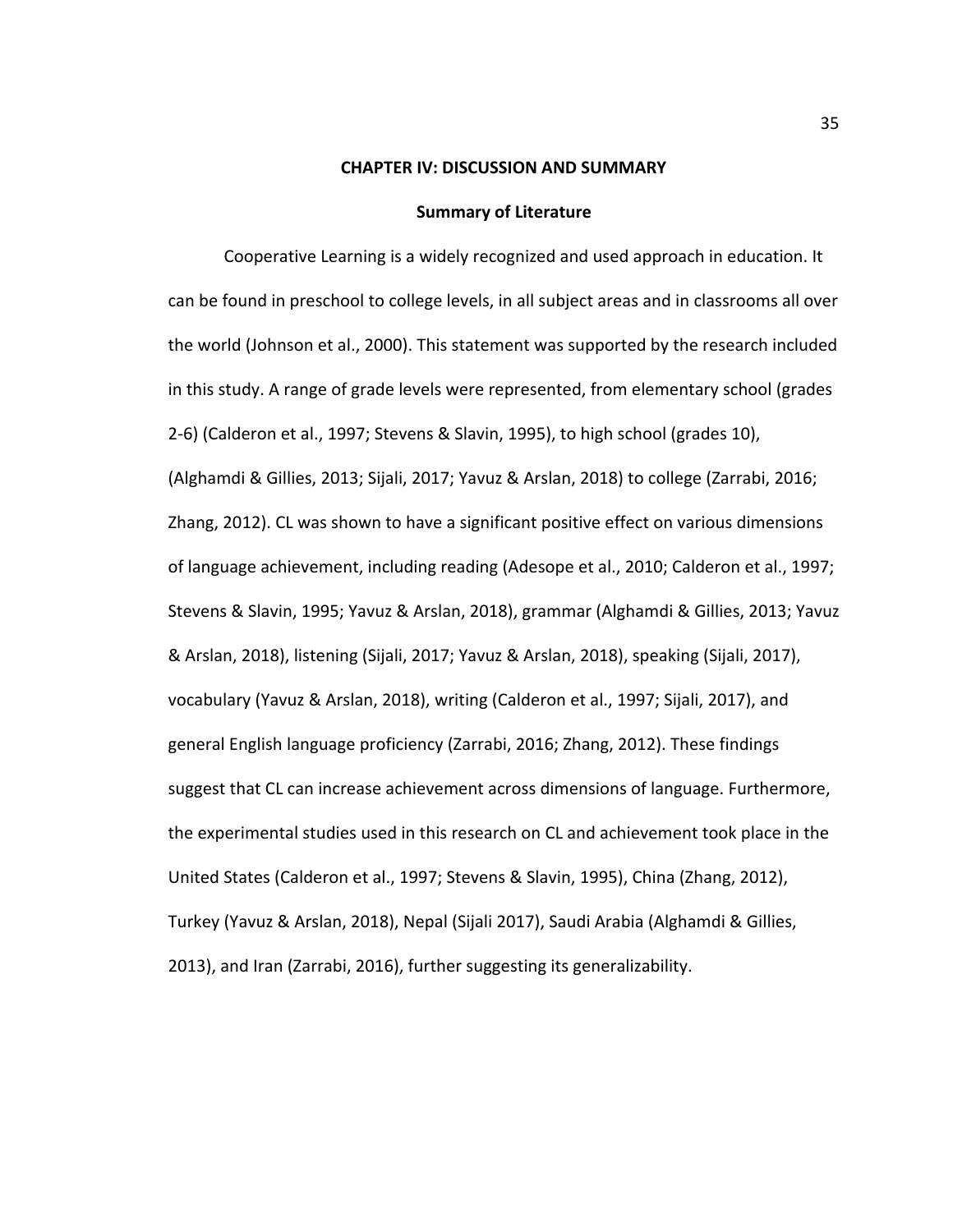# CHAPTER IV: DISCUSSION AND SUMMARY

## Summary of Literature

Cooperative Learning is a widely recognized and used approach in education. It can be found in preschool to college levels, in all subject areas and in classrooms all over the world (Johnson et al., 2000). This statement was supported by the research included in this study. A range of grade levels were represented, from elementary school (grades 2-6) (Calderon et al., 1997; Stevens & Slavin, 1995), to high school (grades 10), (Alghamdi & Gillies, 2013; Sijali, 2017; Yavuz & Arslan, 2018) to college (Zarrabi, 2016; Zhang, 2012). CL was shown to have a significant positive effect on various dimensions of language achievement, including reading (Adesope et al., 2010; Calderon et al., 1997; Stevens & Slavin, 1995; Yavuz & Arslan, 2018), grammar (Alghamdi & Gillies, 2013; Yavuz & Arslan, 2018), listening (Sijali, 2017; Yavuz & Arslan, 2018), speaking (Sijali, 2017), vocabulary (Yavuz & Arslan, 2018), writing (Calderon et al., 1997; Sijali, 2017), and general English language proficiency (Zarrabi, 2016; Zhang, 2012). These findings suggest that CL can increase achievement across dimensions of language. Furthermore, the experimental studies used in this research on CL and achievement took place in the United States (Calderon et al., 1997; Stevens & Slavin, 1995), China (Zhang, 2012), Turkey (Yavuz & Arslan, 2018), Nepal (Sijali 2017), Saudi Arabia (Alghamdi & Gillies, 2013), and Iran (Zarrabi, 2016), further suggesting its generalizability.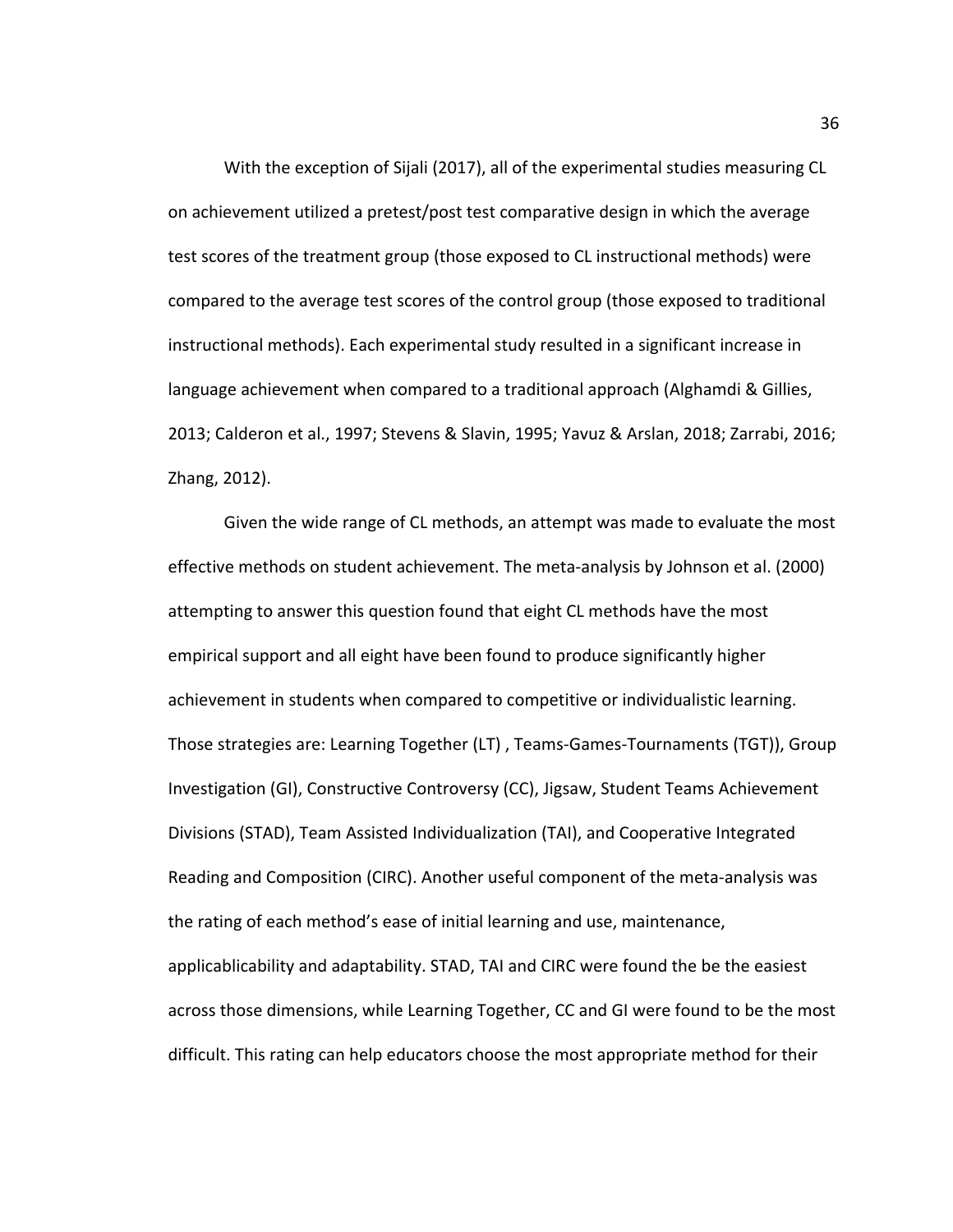With the exception of Sijali (2017), all of the experimental studies measuring CL on achievement utilized a pretest/post test comparative design in which the average test scores of the treatment group (those exposed to CL instructional methods) were compared to the average test scores of the control group (those exposed to traditional instructional methods). Each experimental study resulted in a significant increase in language achievement when compared to a traditional approach (Alghamdi & Gillies, 2013; Calderon et al., 1997; Stevens & Slavin, 1995; Yavuz & Arslan, 2018; Zarrabi, 2016; Zhang, 2012).

Given the wide range of CL methods, an attempt was made to evaluate the most effective methods on student achievement. The meta-analysis by Johnson et al. (2000) attempting to answer this question found that eight CL methods have the most empirical support and all eight have been found to produce significantly higher achievement in students when compared to competitive or individualistic learning. Those strategies are: Learning Together (LT) , Teams-Games-Tournaments (TGT)), Group Investigation (GI), Constructive Controversy (CC), Jigsaw, Student Teams Achievement Divisions (STAD), Team Assisted Individualization (TAI), and Cooperative Integrated Reading and Composition (CIRC). Another useful component of the meta-analysis was the rating of each method's ease of initial learning and use, maintenance, applicablicability and adaptability. STAD, TAI and CIRC were found the be the easiest across those dimensions, while Learning Together, CC and GI were found to be the most difficult. This rating can help educators choose the most appropriate method for their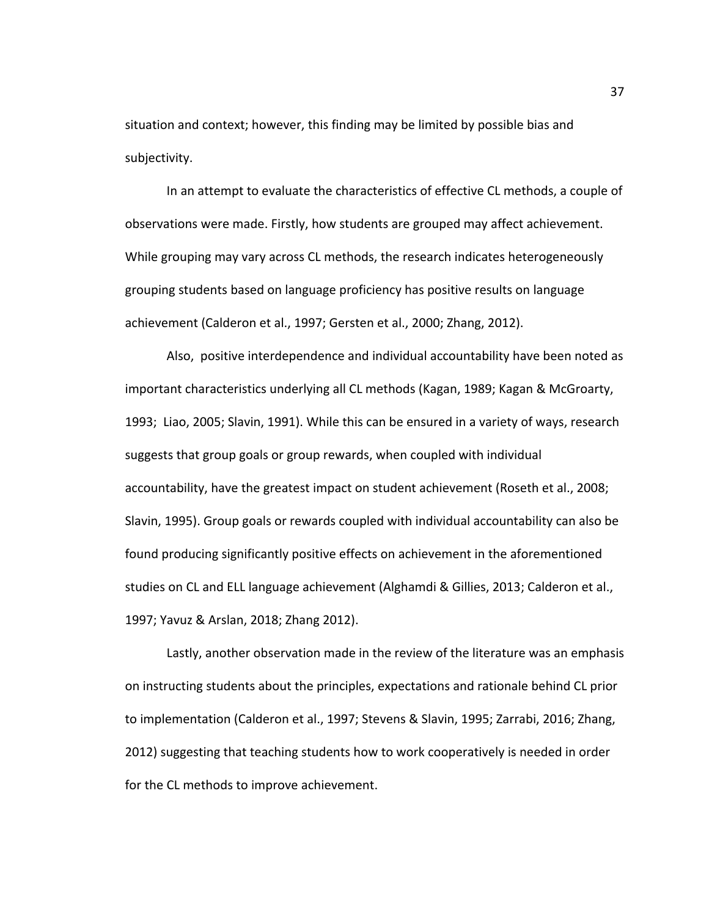situation and context; however, this finding may be limited by possible bias and subjectivity.

In an attempt to evaluate the characteristics of effective CL methods, a couple of observations were made. Firstly, how students are grouped may affect achievement. While grouping may vary across CL methods, the research indicates heterogeneously grouping students based on language proficiency has positive results on language achievement (Calderon et al., 1997; Gersten et al., 2000; Zhang, 2012).

Also, positive interdependence and individual accountability have been noted as important characteristics underlying all CL methods (Kagan, 1989; Kagan & McGroarty, 1993; Liao, 2005; Slavin, 1991). While this can be ensured in a variety of ways, research suggests that group goals or group rewards, when coupled with individual accountability, have the greatest impact on student achievement (Roseth et al., 2008; Slavin, 1995). Group goals or rewards coupled with individual accountability can also be found producing significantly positive effects on achievement in the aforementioned studies on CL and ELL language achievement (Alghamdi & Gillies, 2013; Calderon et al., 1997; Yavuz & Arslan, 2018; Zhang 2012).

Lastly, another observation made in the review of the literature was an emphasis on instructing students about the principles, expectations and rationale behind CL prior to implementation (Calderon et al., 1997; Stevens & Slavin, 1995; Zarrabi, 2016; Zhang, 2012) suggesting that teaching students how to work cooperatively is needed in order for the CL methods to improve achievement.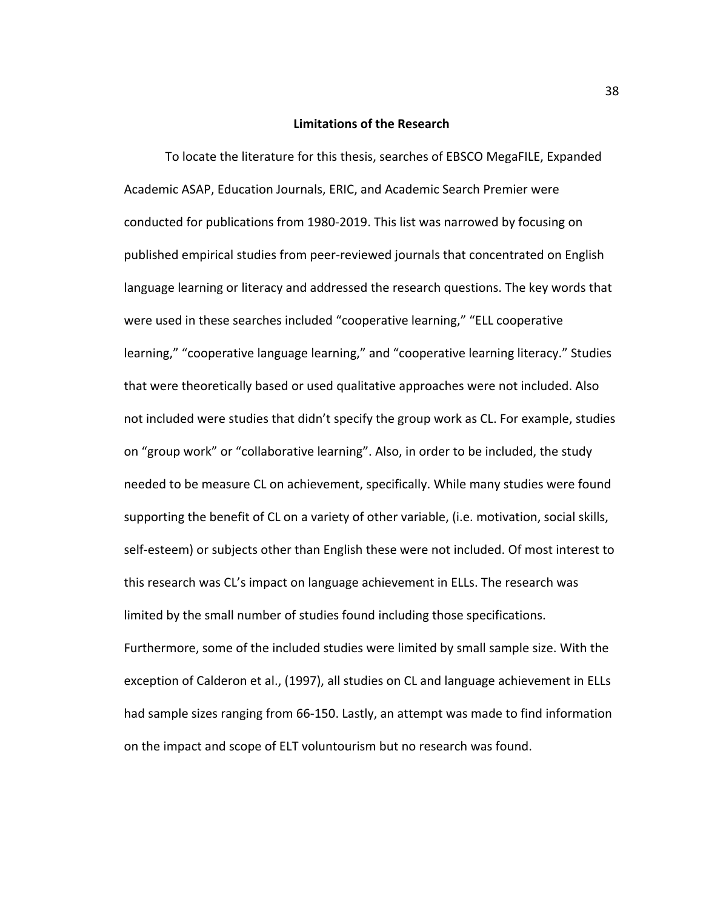## Limitations of the Research

To locate the literature for this thesis, searches of EBSCO MegaFILE, Expanded Academic ASAP, Education Journals, ERIC, and Academic Search Premier were conducted for publications from 1980-2019. This list was narrowed by focusing on published empirical studies from peer-reviewed journals that concentrated on English language learning or literacy and addressed the research questions. The key words that were used in these searches included "cooperative learning," "ELL cooperative learning," "cooperative language learning," and "cooperative learning literacy." Studies that were theoretically based or used qualitative approaches were not included. Also not included were studies that didn't specify the group work as CL. For example, studies on "group work" or "collaborative learning". Also, in order to be included, the study needed to be measure CL on achievement, specifically. While many studies were found supporting the benefit of CL on a variety of other variable, (i.e. motivation, social skills, self-esteem) or subjects other than English these were not included. Of most interest to this research was CL's impact on language achievement in ELLs. The research was limited by the small number of studies found including those specifications. Furthermore, some of the included studies were limited by small sample size. With the exception of Calderon et al., (1997), all studies on CL and language achievement in ELLs had sample sizes ranging from 66-150. Lastly, an attempt was made to find information on the impact and scope of ELT voluntourism but no research was found.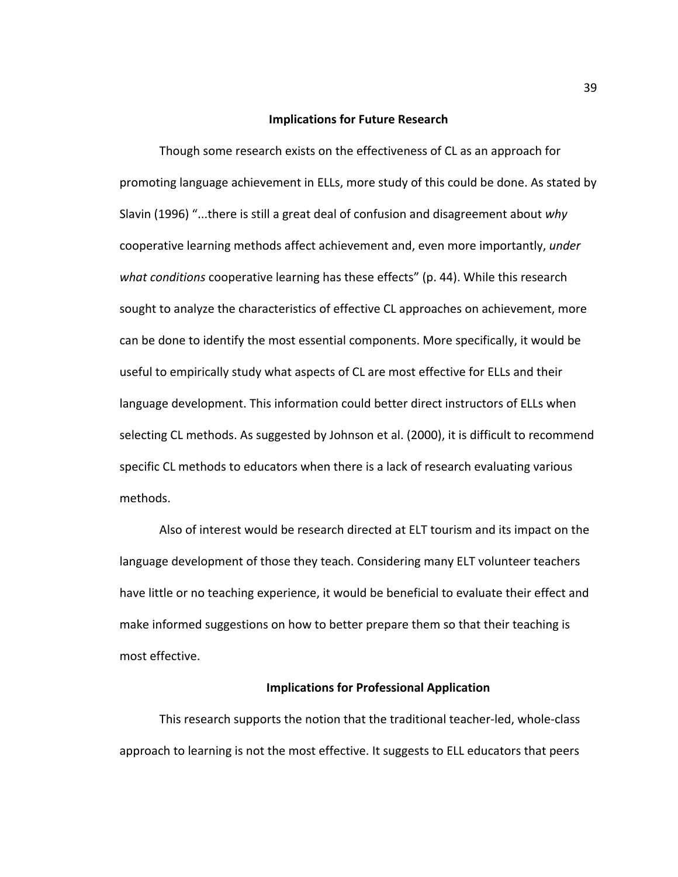## Implications for Future Research

Though some research exists on the effectiveness of CL as an approach for promoting language achievement in ELLs, more study of this could be done. As stated by Slavin (1996) "...there is still a great deal of confusion and disagreement about *why* cooperative learning methods affect achievement and, even more importantly, *under what conditions* cooperative learning has these effects" (p. 44). While this research sought to analyze the characteristics of effective CL approaches on achievement, more can be done to identify the most essential components. More specifically, it would be useful to empirically study what aspects of CL are most effective for ELLs and their language development. This information could better direct instructors of ELLs when selecting CL methods. As suggested by Johnson et al. (2000), it is difficult to recommend specific CL methods to educators when there is a lack of research evaluating various methods.

Also of interest would be research directed at ELT tourism and its impact on the language development of those they teach. Considering many ELT volunteer teachers have little or no teaching experience, it would be beneficial to evaluate their effect and make informed suggestions on how to better prepare them so that their teaching is most effective.

## Implications for Professional Application

This research supports the notion that the traditional teacher-led, whole-class approach to learning is not the most effective. It suggests to ELL educators that peers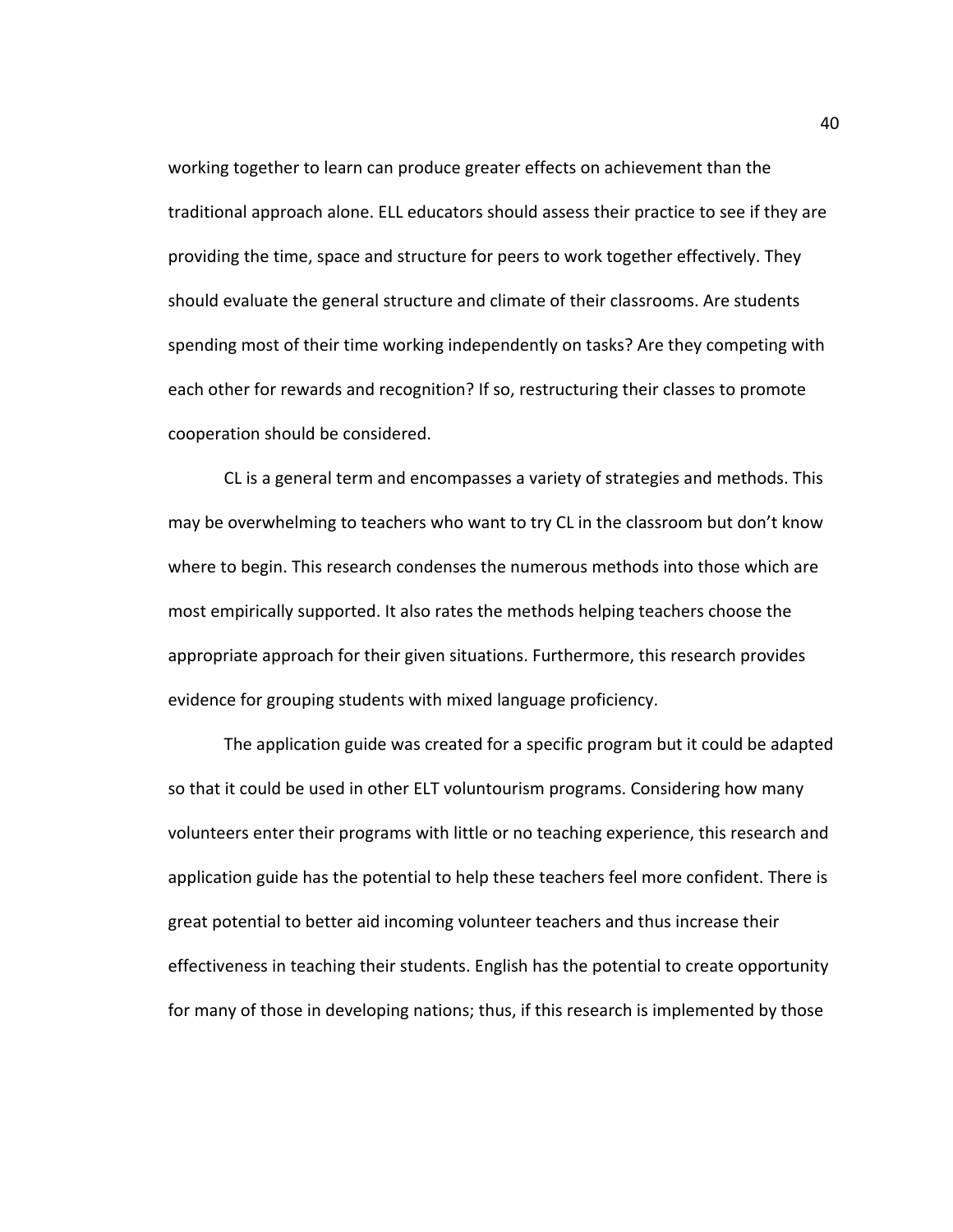working together to learn can produce greater effects on achievement than the traditional approach alone. ELL educators should assess their practice to see if they are providing the time, space and structure for peers to work together effectively. They should evaluate the general structure and climate of their classrooms. Are students spending most of their time working independently on tasks? Are they competing with each other for rewards and recognition? If so, restructuring their classes to promote cooperation should be considered.

CL is a general term and encompasses a variety of strategies and methods. This may be overwhelming to teachers who want to try CL in the classroom but don't know where to begin. This research condenses the numerous methods into those which are most empirically supported. It also rates the methods helping teachers choose the appropriate approach for their given situations. Furthermore, this research provides evidence for grouping students with mixed language proficiency.

The application guide was created for a specific program but it could be adapted so that it could be used in other ELT voluntourism programs. Considering how many volunteers enter their programs with little or no teaching experience, this research and application guide has the potential to help these teachers feel more confident. There is great potential to better aid incoming volunteer teachers and thus increase their effectiveness in teaching their students. English has the potential to create opportunity for many of those in developing nations; thus, if this research is implemented by those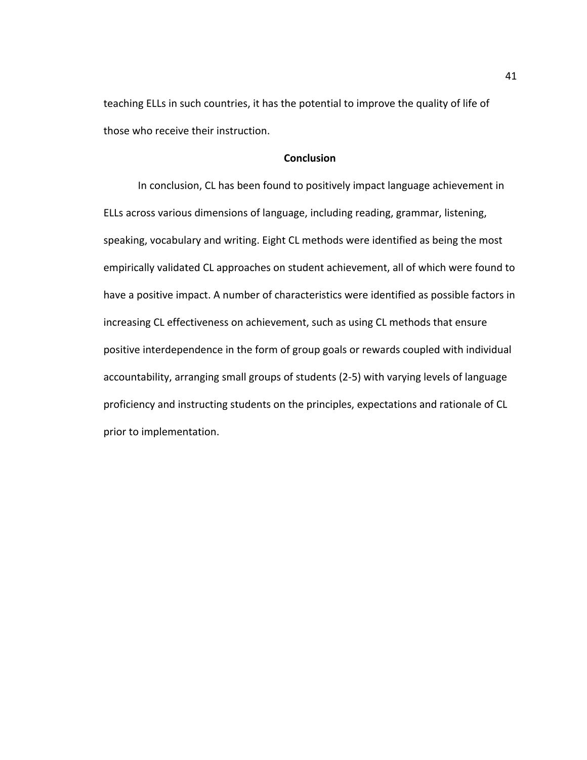teaching ELLs in such countries, it has the potential to improve the quality of life of those who receive their instruction.

## Conclusion

In conclusion, CL has been found to positively impact language achievement in ELLs across various dimensions of language, including reading, grammar, listening, speaking, vocabulary and writing. Eight CL methods were identified as being the most empirically validated CL approaches on student achievement, all of which were found to have a positive impact. A number of characteristics were identified as possible factors in increasing CL effectiveness on achievement, such as using CL methods that ensure positive interdependence in the form of group goals or rewards coupled with individual accountability, arranging small groups of students (2-5) with varying levels of language proficiency and instructing students on the principles, expectations and rationale of CL prior to implementation.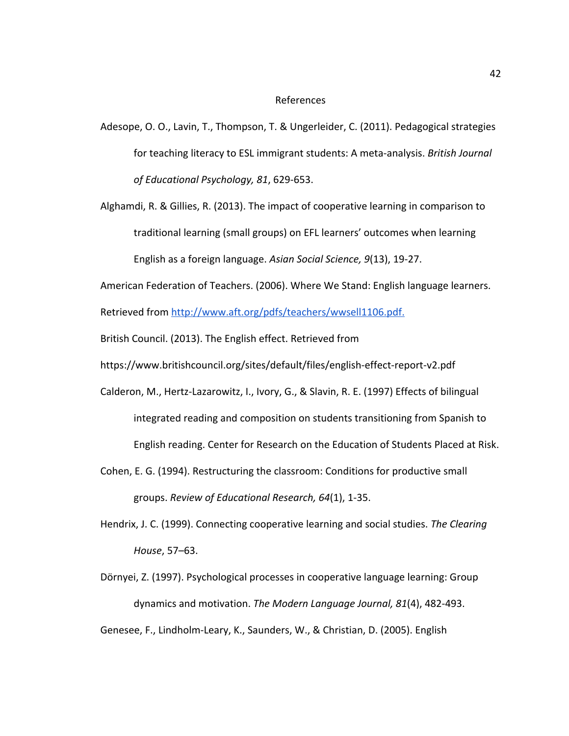# References

Adesope, O. O., Lavin, T., Thompson, T. & Ungerleider, C. (2011). Pedagogical strategies for teaching literacy to ESL immigrant students: A meta-analysis. *British Journal of Educational Psychology, 81*, 629-653.

Alghamdi, R. & Gillies, R. (2013). The impact of cooperative learning in comparison to traditional learning (small groups) on EFL learners' outcomes when learning English as a foreign language. *Asian Social Science, 9*(13), 19-27.

American Federation of Teachers. (2006). Where We Stand: English language learners. Retrieved from [http://www.aft.org/pdfs/teachers/wwsell1106.pdf.](http://www.aft.org/pdfs/teachers/wwsell1106.pdf)

British Council. (2013). The English effect. Retrieved from https://www.britishcouncil.org/sites/default/files/english-effect-report-v2.pdf

Calderon, M., Hertz-Lazarowitz, I., Ivory, G., & Slavin, R. E. (1997) Effects of bilingual integrated reading and composition on students transitioning from Spanish to English reading. Center for Research on the Education of Students Placed at Risk.

Cohen, E. G. (1994). Restructuring the classroom: Conditions for productive small groups. *Review of Educational Research, 64*(1), 1-35.

Hendrix, J. C. (1999). Connecting cooperative learning and social studies. *The Clearing House*, 57–63.

Dörnyei, Z. (1997). Psychological processes in cooperative language learning: Group dynamics and motivation. *The Modern Language Journal, 81*(4), 482-493.

Genesee, F., Lindholm-Leary, K., Saunders, W., & Christian, D. (2005). English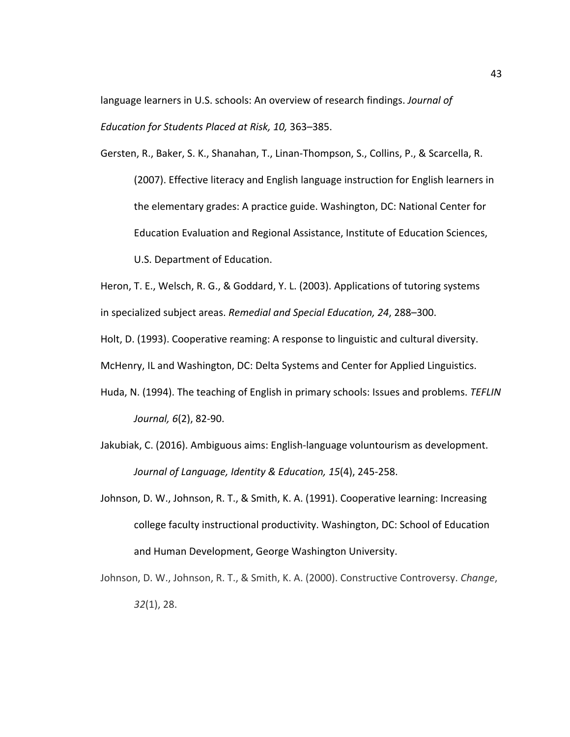language learners in U.S. schools: An overview of research findings. *Journal of Education for Students Placed at Risk, 10,* 363–385.

Gersten, R., Baker, S. K., Shanahan, T., Linan-Thompson, S., Collins, P., & Scarcella, R. (2007). Effective literacy and English language instruction for English learners in the elementary grades: A practice guide. Washington, DC: National Center for Education Evaluation and Regional Assistance, Institute of Education Sciences, U.S. Department of Education.

Heron, T. E., Welsch, R. G., & Goddard, Y. L. (2003). Applications of tutoring systems in specialized subject areas. *Remedial and Special Education, 24*, 288–300.

Holt, D. (1993). Cooperative reaming: A response to linguistic and cultural diversity. McHenry, IL and Washington, DC: Delta Systems and Center for Applied Linguistics.

Huda, N. (1994). The teaching of English in primary schools: Issues and problems. *TEFLIN Journal, 6*(2), 82-90.

Jakubiak, C. (2016). Ambiguous aims: English-language voluntourism as development. *Journal of Language, Identity & Education, 15*(4), 245-258.

Johnson, D. W., Johnson, R. T., & Smith, K. A. (1991). Cooperative learning: Increasing college faculty instructional productivity. Washington, DC: School of Education and Human Development, George Washington University.

Johnson, D. W., Johnson, R. T., & Smith, K. A. (2000). Constructive Controversy. *Change*, *32*(1), 28.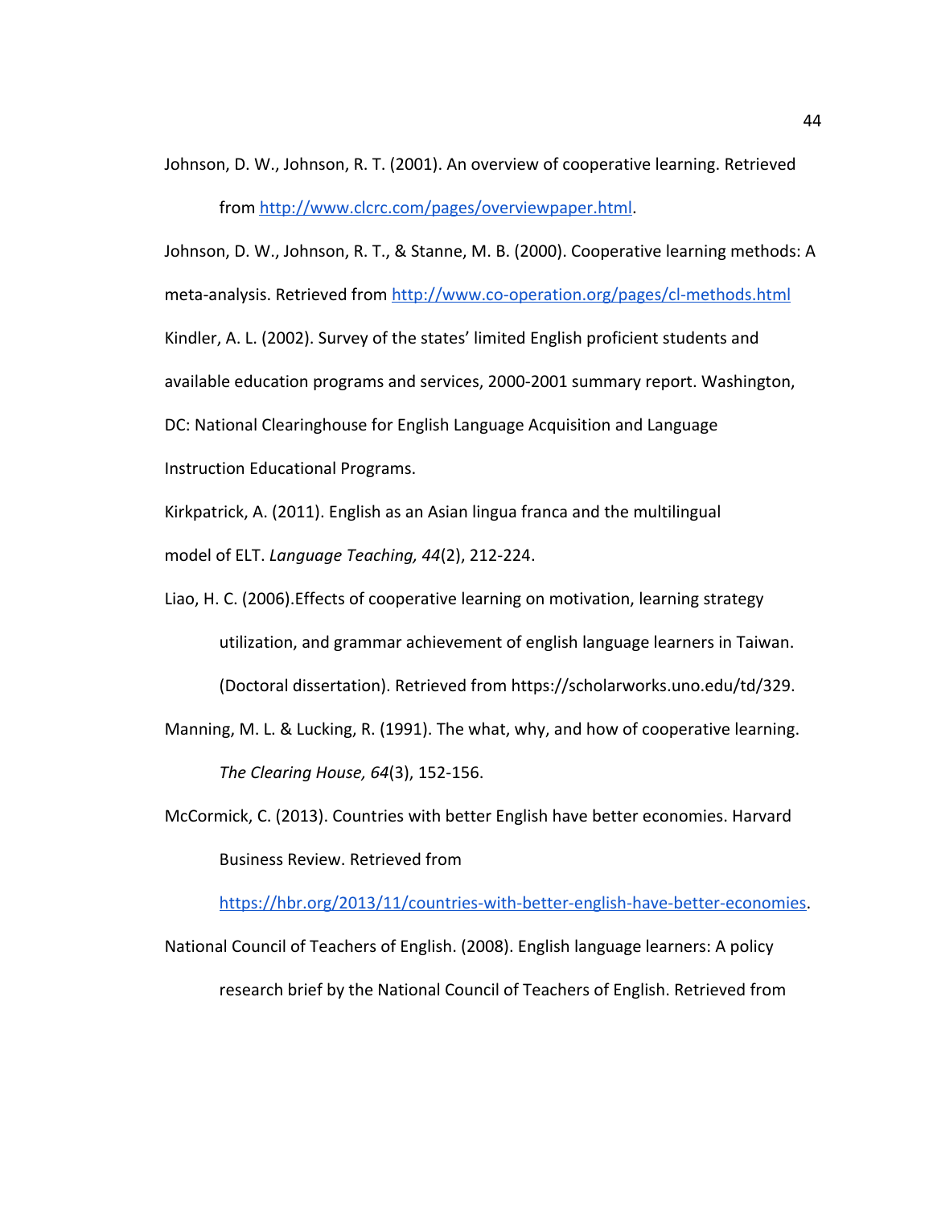Johnson, D. W., Johnson, R. T. (2001). An overview of cooperative learning. Retrieved from http://www.clcrc.com/pages/overviewpaper.html.

Johnson, D. W., Johnson, R. T., & Stanne, M. B. (2000). Cooperative learning methods: A meta-analysis. Retrieved from http://www.co-operation.org/pages/cl-methods.html

Kindler, A. L. (2002). Survey of the states' limited English proficient students and available education programs and services, 2000-2001 summary report. Washington, DC: National Clearinghouse for English Language Acquisition and Language Instruction Educational Programs.

Kirkpatrick, A. (2011). English as an Asian lingua franca and the multilingual model of ELT. *Language Teaching, 44*(2), 212-224.

Liao, H. C. (2006).Effects of cooperative learning on motivation, learning strategy utilization, and grammar achievement of english language learners in Taiwan. (Doctoral dissertation). Retrieved from https://scholarworks.uno.edu/td/329.

Manning, M. L. & Lucking, R. (1991). The what, why, and how of cooperative learning. *The Clearing House, 64*(3), 152-156.

McCormick, C. (2013). Countries with better English have better economies. Harvard Business Review. Retrieved from https://hbr.org/2013/11/countries-with-better-english-have-better-economies.

National Council of Teachers of English. (2008). English language learners: A policy research brief by the National Council of Teachers of English. Retrieved from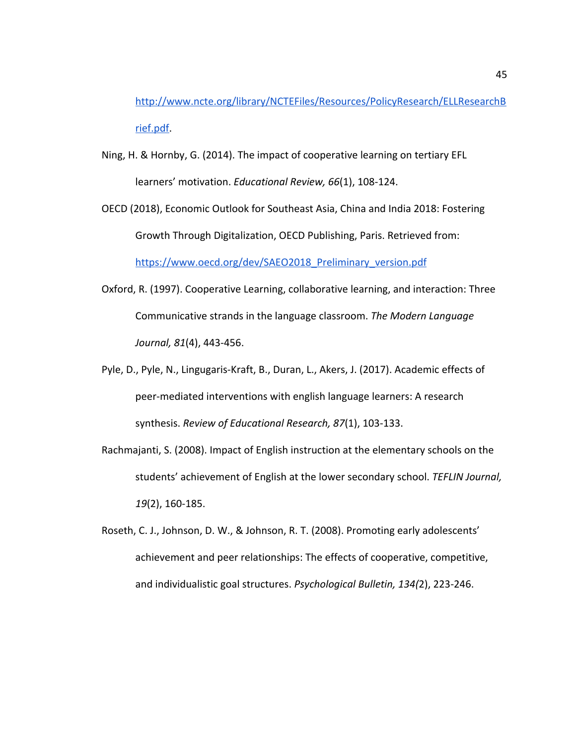http://www.ncte.org/library/NCTEFiles/Resources/PolicyResearch/ELLResearchBrief.pdf.

Ning, H. & Hornby, G. (2014). The impact of cooperative learning on tertiary EFL learners' motivation. *Educational Review, 66*(1), 108-124.

OECD (2018), Economic Outlook for Southeast Asia, China and India 2018: Fostering Growth Through Digitalization, OECD Publishing, Paris. Retrieved from: https://www.oecd.org/dev/SAEO2018_Preliminary_version.pdf

Oxford, R. (1997). Cooperative Learning, collaborative learning, and interaction: Three Communicative strands in the language classroom. *The Modern Language Journal, 81*(4), 443-456.

Pyle, D., Pyle, N., Lingugaris-Kraft, B., Duran, L., Akers, J. (2017). Academic effects of peer-mediated interventions with english language learners: A research synthesis. *Review of Educational Research, 87*(1), 103-133.

Rachmajanti, S. (2008). Impact of English instruction at the elementary schools on the students' achievement of English at the lower secondary school. *TEFLIN Journal, 19*(2), 160-185.

Roseth, C. J., Johnson, D. W., & Johnson, R. T. (2008). Promoting early adolescents' achievement and peer relationships: The effects of cooperative, competitive, and individualistic goal structures. *Psychological Bulletin, 134(*2), 223-246.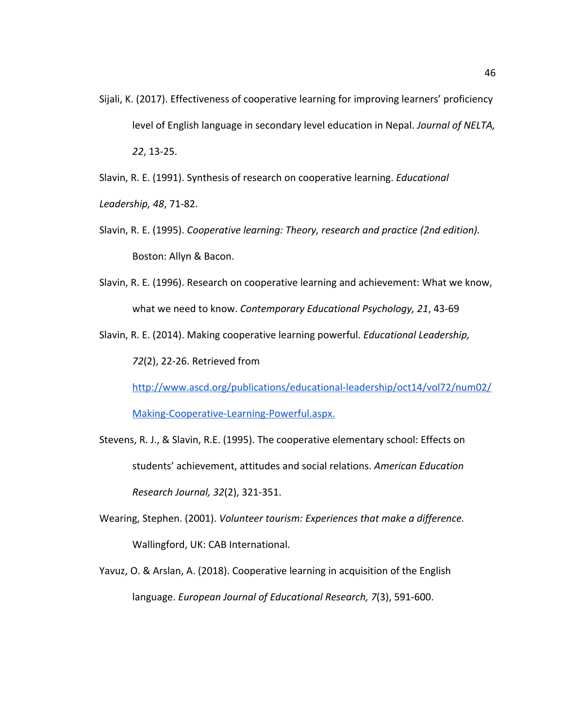Sijali, K. (2017). Effectiveness of cooperative learning for improving learners' proficiency level of English language in secondary level education in Nepal. *Journal of NELTA, 22*, 13-25.

Slavin, R. E. (1991). Synthesis of research on cooperative learning. *Educational Leadership, 48*, 71-82.

Slavin, R. E. (1995). *Cooperative learning: Theory, research and practice (2nd edition).* Boston: Allyn & Bacon.

Slavin, R. E. (1996). Research on cooperative learning and achievement: What we know, what we need to know. *Contemporary Educational Psychology, 21*, 43-69

Slavin, R. E. (2014). Making cooperative learning powerful. *Educational Leadership, 72*(2), 22-26. Retrieved from [http://www.ascd.org/publications/educational-leadership/oct14/vol72/num02/Making-Cooperative-Learning-Powerful.aspx.](http://www.ascd.org/publications/educational-leadership/oct14/vol72/num02/Making-Cooperative-Learning-Powerful.aspx)

Stevens, R. J., & Slavin, R.E. (1995). The cooperative elementary school: Effects on students' achievement, attitudes and social relations. *American Education Research Journal, 32*(2), 321-351.

Wearing, Stephen. (2001). *Volunteer tourism: Experiences that make a difference.* Wallingford, UK: CAB International.

Yavuz, O. & Arslan, A. (2018). Cooperative learning in acquisition of the English language. *European Journal of Educational Research, 7*(3), 591-600.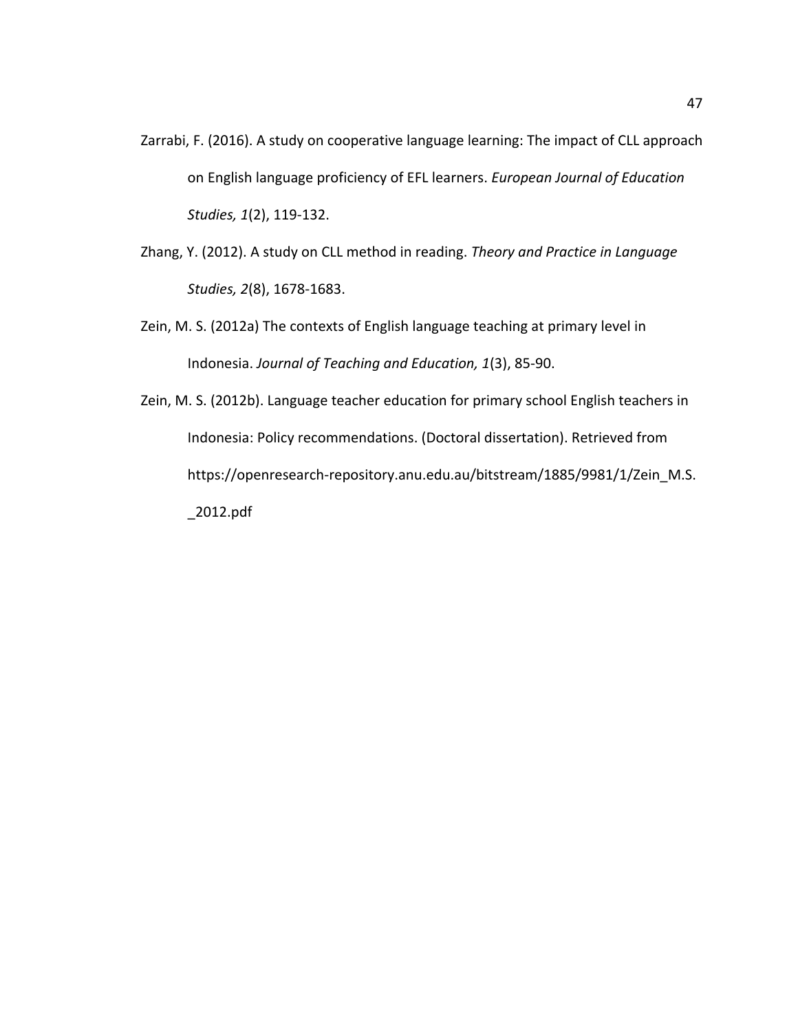Zarrabi, F. (2016). A study on cooperative language learning: The impact of CLL approach on English language proficiency of EFL learners. *European Journal of Education Studies, 1*(2), 119-132.

Zhang, Y. (2012). A study on CLL method in reading. *Theory and Practice in Language Studies, 2*(8), 1678-1683.

Zein, M. S. (2012a) The contexts of English language teaching at primary level in Indonesia. *Journal of Teaching and Education, 1*(3), 85-90.

Zein, M. S. (2012b). Language teacher education for primary school English teachers in Indonesia: Policy recommendations. (Doctoral dissertation). Retrieved from https://openresearch-repository.anu.edu.au/bitstream/1885/9981/1/Zein_M.S._2012.pdf